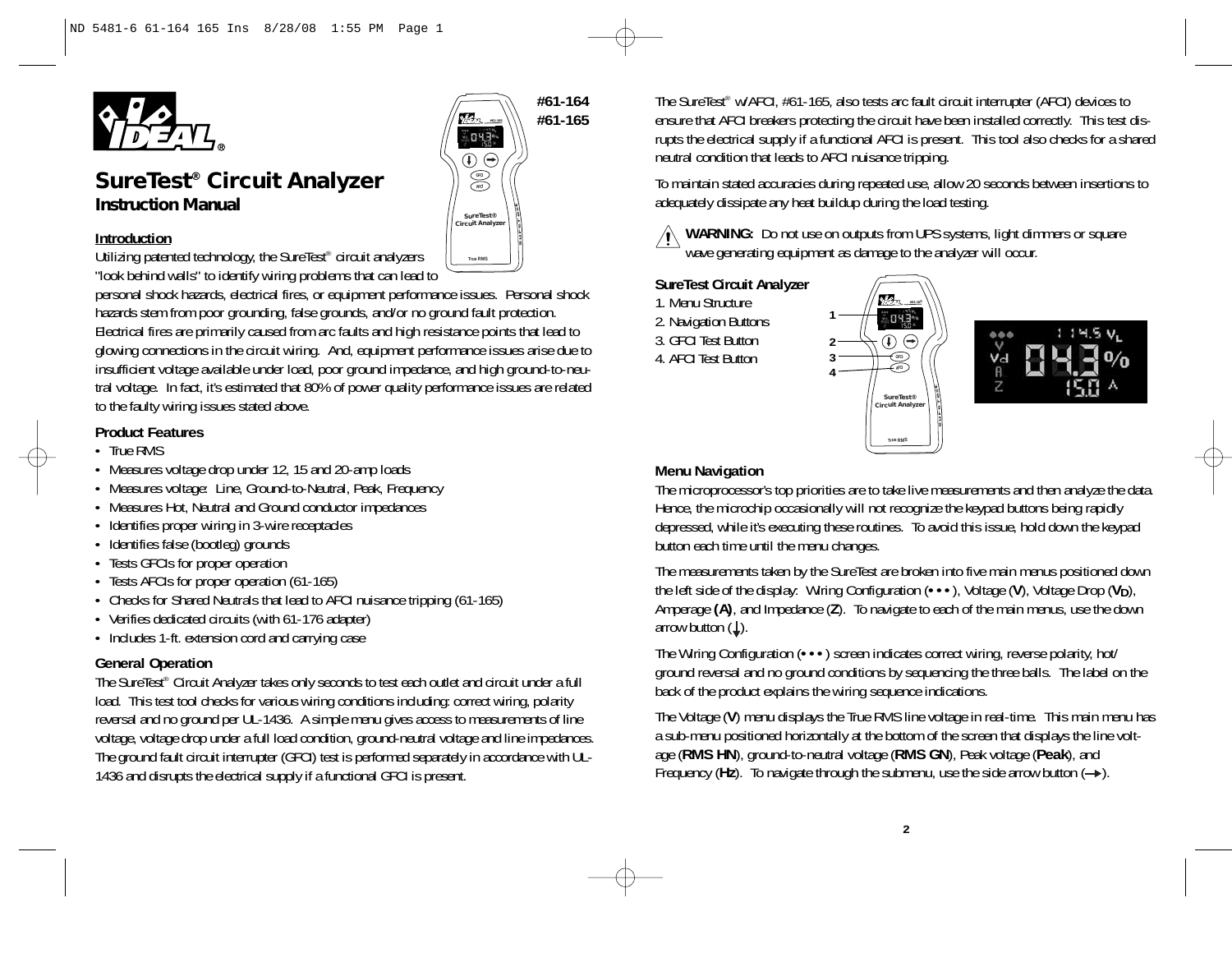#61-164
#61-165

# SureTest® Circuit Analyzer
## Instruction Manual

### Introduction

Utilizing patented technology, the SureTest® circuit analyzers "look behind walls" to identify wiring problems that can lead to personal shock hazards, electrical fires, or equipment performance issues. Personal shock hazards stem from poor grounding, false grounds, and/or no ground fault protection. Electrical fires are primarily caused from arc faults and high resistance points that lead to glowing connections in the circuit wiring. And, equipment performance issues arise due to insufficient voltage available under load, poor ground impedance, and high ground-to-neutral voltage. In fact, it's estimated that 80% of power quality performance issues are related to the faulty wiring issues stated above.

### Product Features

- True RMS
- Measures voltage drop under 12, 15 and 20-amp loads
- Measures voltage: Line, Ground-to-Neutral, Peak, Frequency
- Measures Hot, Neutral and Ground conductor impedances
- Identifies proper wiring in 3-wire receptacles
- Identifies false (bootleg) grounds
- Tests GFCIs for proper operation
- Tests AFCIs for proper operation (61-165)
- Checks for Shared Neutrals that lead to AFCI nuisance tripping (61-165)
- Verifies dedicated circuits (with 61-176 adapter)
- Includes 1-ft. extension cord and carrying case

### General Operation

The SureTest® Circuit Analyzer takes only seconds to test each outlet and circuit under a full load. This test tool checks for various wiring conditions including: correct wiring, polarity reversal and no ground per UL-1436. A simple menu gives access to measurements of line voltage, voltage drop under a full load condition, ground-neutral voltage and line impedances. The ground fault circuit interrupter (GFCI) test is performed separately in accordance with UL-1436 and disrupts the electrical supply if a functional GFCI is present.

The SureTest® w/AFCI, #61-165, also tests arc fault circuit interrupter (AFCI) devices to ensure that AFCI breakers protecting the circuit have been installed correctly. This test disrupts the electrical supply if a functional AFCI is present. This tool also checks for a shared neutral condition that leads to AFCI nuisance tripping.

To maintain stated accuracies during repeated use, allow 20 seconds between insertions to adequately dissipate any heat buildup during the load testing.

⚠ **WARNING:** Do not use on outputs from UPS systems, light dimmers or square wave generating equipment as damage to the analyzer will occur.

### SureTest Circuit Analyzer

1. Menu Structure
2. Navigation Buttons
3. GFCI Test Button
4. AFCI Test Button

### Menu Navigation

The microprocessor's top priorities are to take live measurements and then analyze the data. Hence, the microchip occasionally will not recognize the keypad buttons being rapidly depressed, while it's executing these routines. To avoid this issue, hold down the keypad button each time until the menu changes.

The measurements taken by the SureTest are broken into five main menus positioned down the left side of the display: Wiring Configuration (**• • •**), Voltage (**V**), Voltage Drop (**$V_D$**), Amperage **(A)**, and Impedance (**Z**). To navigate to each of the main menus, use the down arrow button (↓).

The Wiring Configuration (**• • •**) screen indicates correct wiring, reverse polarity, hot/ground reversal and no ground conditions by sequencing the three balls. The label on the back of the product explains the wiring sequence indications.

The Voltage (**V**) menu displays the True RMS line voltage in real-time. This main menu has a sub-menu positioned horizontally at the bottom of the screen that displays the line voltage (**RMS HN**), ground-to-neutral voltage (**RMS GN**), Peak voltage (**Peak**), and Frequency (**Hz**). To navigate through the submenu, use the side arrow button (→).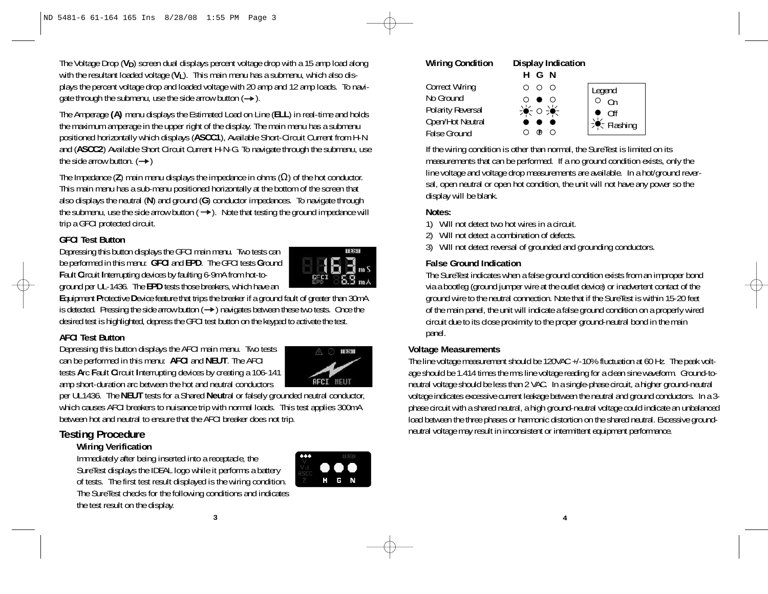The Voltage Drop ($V_D$) screen dual displays percent voltage drop with a 15 amp load along with the resultant loaded voltage ($V_L$). This main menu has a submenu, which also displays the percent voltage drop and loaded voltage with 20 amp and 12 amp loads. To navigate through the submenu, use the side arrow button (➔).

The Amperage **(A)** menu displays the Estimated Load on Line (**ELL**) in real-time and holds the maximum amperage in the upper right of the display. The main menu has a submenu positioned horizontally which displays (**ASCC1**), Available Short-Circuit Current from H-N and (**ASCC2**) Available Short Circuit Current H-N-G. To navigate through the submenu, use the side arrow button. (➔)

The Impedance (**Z**) main menu displays the impedance in ohms (Ω) of the hot conductor. This main menu has a sub-menu positioned horizontally at the bottom of the screen that also displays the neutral (**N**) and ground (**G**) conductor impedances. To navigate through the submenu, use the side arrow button (➔). Note that testing the ground impedance will trip a GFCI protected circuit.

### GFCI Test Button

Depressing this button displays the GFCI main menu. Two tests can be performed in this menu: **GFCI** and **EPD**. The GFCI tests **G**round **F**ault **C**ircuit **I**nterrupting devices by faulting 6-9mA from hot-to-ground per UL-1436. The **EPD** tests those breakers, which have an **E**quipment **P**rotective **D**evice feature that trips the breaker if a ground fault of greater than 30mA is detected. Pressing the side arrow button (➔) navigates between these two tests. Once the desired test is highlighted, depress the GFCI test button on the keypad to activate the test.

### AFCI Test Button

Depressing this button displays the AFCI main menu. Two tests can be performed in this menu: **AFCI** and **NEUT**. The AFCI tests **A**rc **F**ault **C**ircuit **I**nterrupting devices by creating a 106-141 amp short-duration arc between the hot and neutral conductors per UL1436. The **NEUT** tests for a Shared **Neut**ral or falsely grounded neutral conductor, which causes AFCI breakers to nuisance trip with normal loads. This test applies 300mA between hot and neutral to ensure that the AFCI breaker does not trip.

## Testing Procedure

### Wiring Verification

Immediately after being inserted into a receptacle, the SureTest displays the IDEAL logo while it performs a battery of tests. The first test result displayed is the wiring condition. The SureTest checks for the following conditions and indicates the test result on the display.

| Wiring Condition | H | G | N |
|---|---|---|---|
| Correct Wiring | ○ | ○ | ○ |
| No Ground | ○ | ● | ○ |
| Polarity Reversal | Flashing | ○ | Flashing |
| Open/Hot Neutral | ● | ● | ● |
| False Ground | ○ | F | ○ |

Legend: ○ On, ● Off, Flashing

If the wiring condition is other than normal, the SureTest is limited on its measurements that can be performed. If a no ground condition exists, only the line voltage and voltage drop measurements are available. In a hot/ground reversal, open neutral or open hot condition, the unit will not have any power so the display will be blank.

### Notes:

1) Will not detect two hot wires in a circuit.
2) Will not detect a combination of defects.
3) Will not detect reversal of grounded and grounding conductors.

### False Ground Indication

The SureTest indicates when a false ground condition exists from an improper bond via a bootleg (ground jumper wire at the outlet device) or inadvertent contact of the ground wire to the neutral connection. Note that if the SureTest is within 15-20 feet of the main panel, the unit will indicate a false ground condition on a properly wired circuit due to its close proximity to the proper ground-neutral bond in the main panel.

### Voltage Measurements

The line voltage measurement should be 120VAC +/-10% fluctuation at 60 Hz. The peak voltage should be 1.414 times the rms line voltage reading for a clean sine waveform. Ground-to-neutral voltage should be less than 2 VAC. In a single-phase circuit, a higher ground-neutral voltage indicates excessive current leakage between the neutral and ground conductors. In a 3-phase circuit with a shared neutral, a high ground-neutral voltage could indicate an unbalanced load between the three phases or harmonic distortion on the shared neutral. Excessive ground-neutral voltage may result in inconsistent or intermittent equipment performance.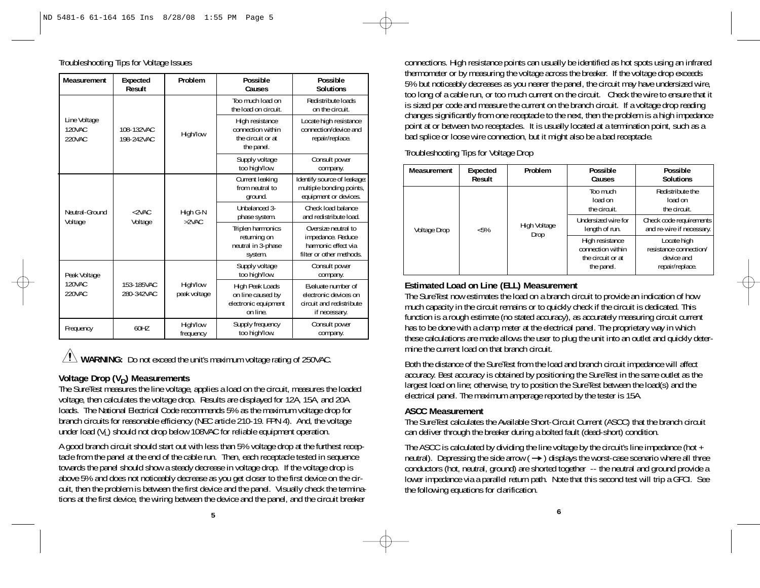Troubleshooting Tips for Voltage Issues

| Measurement | Expected Result | Problem | Possible Causes | Possible Solutions |
|---|---|---|---|---|
| Line Voltage 120VAC 220VAC | 108-132VAC 198-242VAC | High/low | Too much load on the load on circuit. | Redistribute loads on the circuit. |
| | | | High resistance connection within the circuit or at the panel. | Locate high resistance connection/device and repair/replace. |
| | | | Supply voltage too high/low. | Consult power company. |
| Neutral-Ground Voltage | <2VAC Voltage | High G-N >2VAC | Current leaking from neutral to ground. | Identify source of leakage: multiple bonding points, equipment or devices. |
| | | | Unbalanced 3-phase system. | Check load balance and redistribute load. |
| | | | Triplen harmonics returning on neutral in 3-phase system. | Oversize neutral to impedance. Reduce harmonic effect via filter or other methods. |
| Peak Voltage 120VAC 220VAC | 153-185VAC 280-342VAC | High/low peak voltage | Supply voltage too high/low. | Consult power company. |
| | | | High Peak Loads on line caused by electronic equipment on line. | Evaluate number of electronic devices on circuit and redistribute if necessary. |
| Frequency | 60HZ | High/low frequency | Supply frequency too high/low. | Consult power company. |

⚠ **WARNING:** Do not exceed the unit's maximum voltage rating of 250VAC.

### Voltage Drop ($V_D$) Measurements

The SureTest measures the line voltage, applies a load on the circuit, measures the loaded voltage, then calculates the voltage drop. Results are displayed for 12A, 15A, and 20A loads. The National Electrical Code recommends 5% as the maximum voltage drop for branch circuits for reasonable efficiency (NEC article 210-19. FPN 4). And, the voltage under load ($V_L$) should not drop below 108VAC for reliable equipment operation.

A good branch circuit should start out with less than 5% voltage drop at the furthest receptacle from the panel at the end of the cable run. Then, each receptacle tested in sequence towards the panel should show a steady decrease in voltage drop. If the voltage drop is above 5% and does not noticeably decrease as you get closer to the first device on the circuit, then the problem is between the first device and the panel. Visually check the terminations at the first device, the wiring between the device and the panel, and the circuit breaker connections. High resistance points can usually be identified as hot spots using an infrared thermometer or by measuring the voltage across the breaker. If the voltage drop exceeds 5% but noticeably decreases as you nearer the panel, the circuit may have undersized wire, too long of a cable run, or too much current on the circuit. Check the wire to ensure that it is sized per code and measure the current on the branch circuit. If a voltage drop reading changes significantly from one receptacle to the next, then the problem is a high impedance point at or between two receptacles. It is usually located at a termination point, such as a bad splice or loose wire connection, but it might also be a bad receptacle.

Troubleshooting Tips for Voltage Drop

| Measurement | Expected Result | Problem | Possible Causes | Possible Solutions |
|---|---|---|---|---|
| Voltage Drop | <5% | High Voltage Drop | Too much load on the circuit. | Redistribute the load on the circuit. |
| | | | Undersized wire for length of run. | Check code requirements and re-wire if necessary. |
| | | | High resistance connection within the circuit or at the panel. | Locate high resistance connection/ device and repair/replace. |

### Estimated Load on Line (ELL) Measurement

The SureTest now estimates the load on a branch circuit to provide an indication of how much capacity in the circuit remains or to quickly check if the circuit is dedicated. This function is a rough estimate (no stated accuracy), as accurately measuring circuit current has to be done with a clamp meter at the electrical panel. The proprietary way in which these calculations are made allows the user to plug the unit into an outlet and quickly determine the current load on that branch circuit.

Both the distance of the SureTest from the load and branch circuit impedance will affect accuracy. Best accuracy is obtained by positioning the SureTest in the same outlet as the largest load on line; otherwise, try to position the SureTest between the load(s) and the electrical panel. The maximum amperage reported by the tester is 15A.

### ASCC Measurement

The SureTest calculates the Available Short-Circuit Current (ASCC) that the branch circuit can deliver through the breaker during a bolted fault (dead-short) condition.

The ASCC is calculated by dividing the line voltage by the circuit's line impedance (hot + neutral). Depressing the side arrow ( → ) displays the worst-case scenario where all three conductors (hot, neutral, ground) are shorted together -- the neutral and ground provide a lower impedance via a parallel return path. Note that this second test will trip a GFCI. See the following equations for clarification.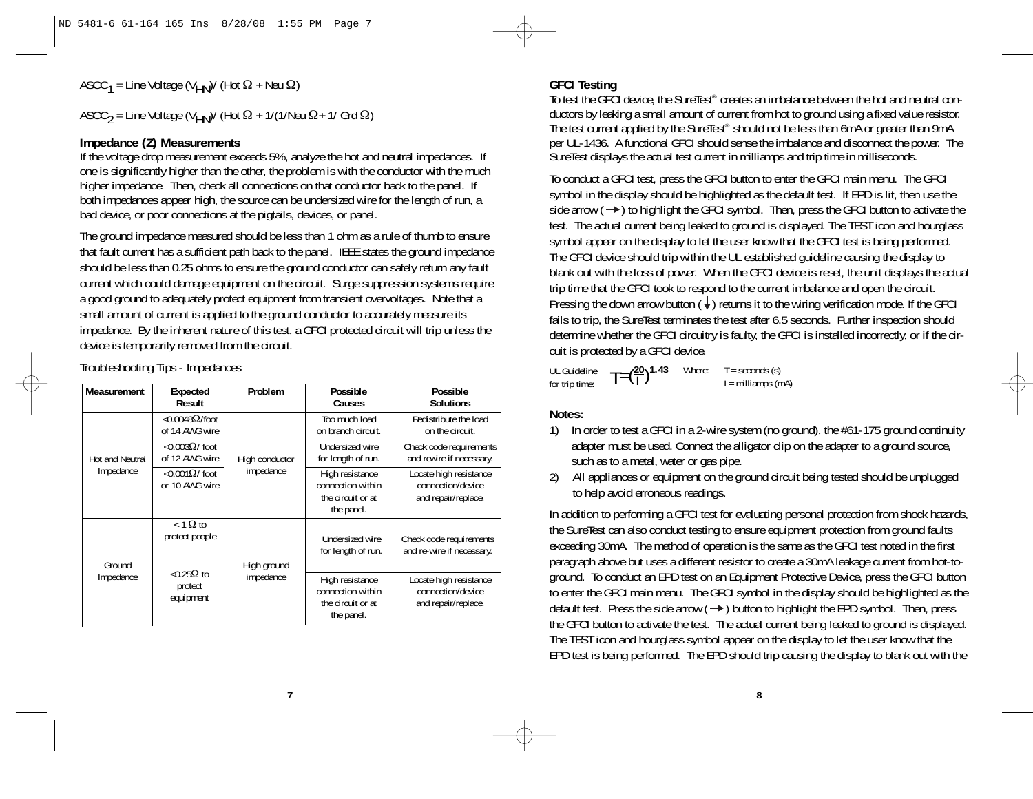$ASCC_1$ = Line Voltage ($V_{HN}$)/ (Hot Ω + Neu Ω)

$ASCC_2$ = Line Voltage ($V_{HN}$)/ (Hot Ω + 1/(1/Neu Ω + 1/ Grd Ω)

### Impedance (Z) Measurements

If the voltage drop measurement exceeds 5%, analyze the hot and neutral impedances. If one is significantly higher than the other, the problem is with the conductor with the much higher impedance. Then, check all connections on that conductor back to the panel. If both impedances appear high, the source can be undersized wire for the length of run, a bad device, or poor connections at the pigtails, devices, or panel.

The ground impedance measured should be less than 1 ohm as a rule of thumb to ensure that fault current has a sufficient path back to the panel. IEEE states the ground impedance should be less than 0.25 ohms to ensure the ground conductor can safely return any fault current which could damage equipment on the circuit. Surge suppression systems require a good ground to adequately protect equipment from transient overvoltages. Note that a small amount of current is applied to the ground conductor to accurately measure its impedance. By the inherent nature of this test, a GFCI protected circuit will trip unless the device is temporarily removed from the circuit.

Troubleshooting Tips - Impedances

| Measurement | Expected Result | Problem | Possible Causes | Possible Solutions |
|---|---|---|---|---|
| Hot and Neutral Impedance | <0.0048Ω/foot of 14 AWG wire | High conductor impedance | Too much load on branch circuit. | Redistribute the load on the circuit. |
| | <0.003Ω/ foot of 12 AWG wire | | Undersized wire for length of run. | Check code requirements and rewire if necessary. |
| | <0.001Ω/ foot or 10 AWG wire | | High resistance connection within the circuit or at the panel. | Locate high resistance connection/device and repair/replace. |
| Ground Impedance | < 1 Ω to protect people | High ground impedance | Undersized wire for length of run. | Check code requirements and re-wire if necessary. |
| | <0.25Ω to protect equipment | | High resistance connection within the circuit or at the panel. | Locate high resistance connection/device and repair/replace. |

### GFCI Testing

To test the GFCI device, the SureTest® creates an imbalance between the hot and neutral conductors by leaking a small amount of current from hot to ground using a fixed value resistor. The test current applied by the SureTest® should not be less than 6mA or greater than 9mA per UL-1436. A functional GFCI should sense the imbalance and disconnect the power. The SureTest displays the actual test current in milliamps and trip time in milliseconds.

To conduct a GFCI test, press the GFCI button to enter the GFCI main menu. The GFCI symbol in the display should be highlighted as the default test. If EPD is lit, then use the side arrow (→) to highlight the GFCI symbol. Then, press the GFCI button to activate the test. The actual current being leaked to ground is displayed. The TEST icon and hourglass symbol appear on the display to let the user know that the GFCI test is being performed. The GFCI device should trip within the UL established guideline causing the display to blank out with the loss of power. When the GFCI device is reset, the unit displays the actual trip time that the GFCI took to respond to the current imbalance and open the circuit. Pressing the down arrow button (↓) returns it to the wiring verification mode. If the GFCI fails to trip, the SureTest terminates the test after 6.5 seconds. Further inspection should determine whether the GFCI circuitry is faulty, the GFCI is installed incorrectly, or if the circuit is protected by a GFCI device.

UL Guideline for trip time: $T=\left(\frac{20}{I}\right)^{1.43}$ Where: T = seconds (s), I = milliamps (mA)

**Notes:**

1) In order to test a GFCI in a 2-wire system (no ground), the #61-175 ground continuity adapter must be used. Connect the alligator clip on the adapter to a ground source, such as to a metal, water or gas pipe.
2) All appliances or equipment on the ground circuit being tested should be unplugged to help avoid erroneous readings.

In addition to performing a GFCI test for evaluating personal protection from shock hazards, the SureTest can also conduct testing to ensure equipment protection from ground faults exceeding 30mA. The method of operation is the same as the GFCI test noted in the first paragraph above but uses a different resistor to create a 30mA leakage current from hot-to-ground. To conduct an EPD test on an Equipment Protective Device, press the GFCI button to enter the GFCI main menu. The GFCI symbol in the display should be highlighted as the default test. Press the side arrow (→) button to highlight the EPD symbol. Then, press the GFCI button to activate the test. The actual current being leaked to ground is displayed. The TEST icon and hourglass symbol appear on the display to let the user know that the EPD test is being performed. The EPD should trip causing the display to blank out with the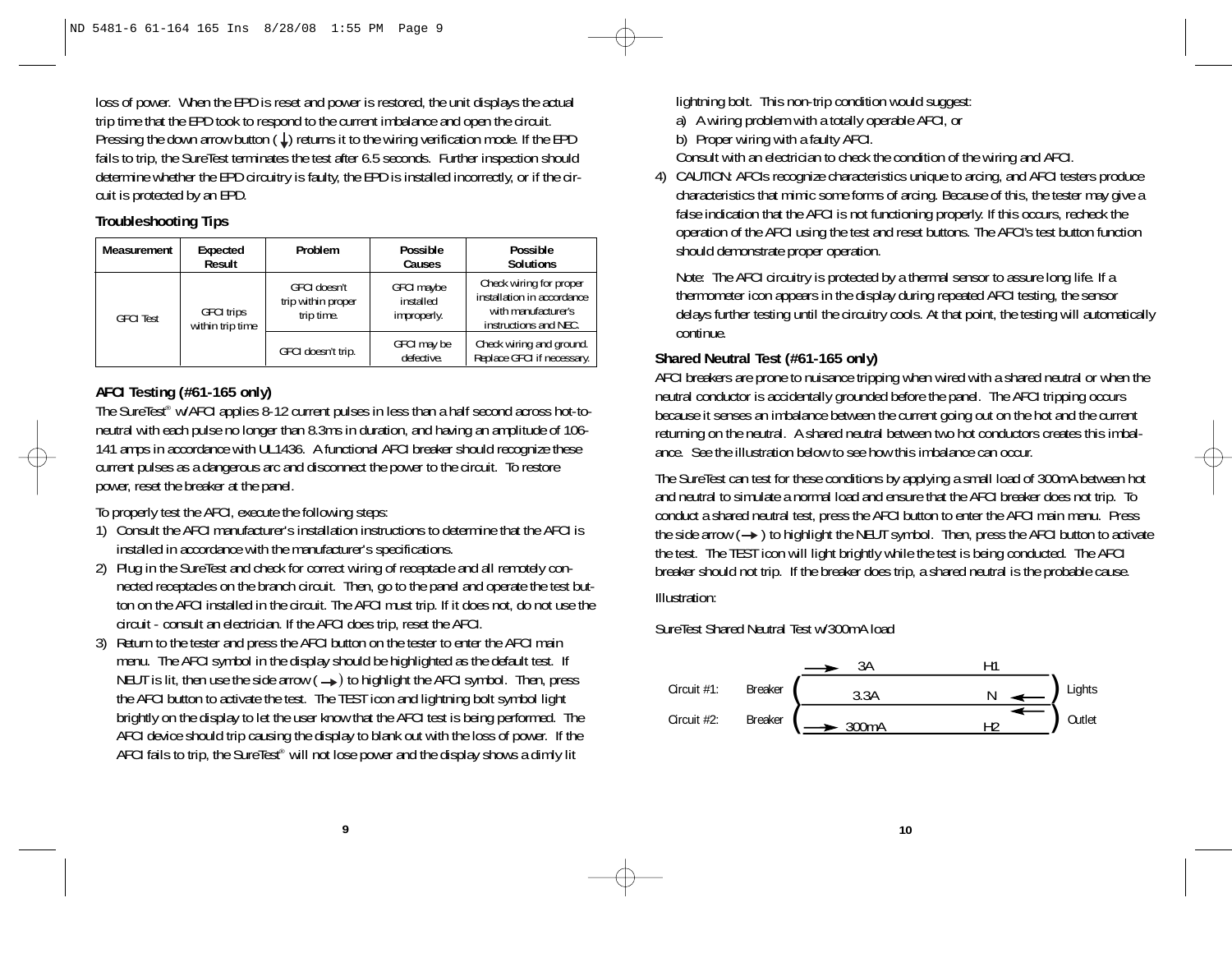loss of power. When the EPD is reset and power is restored, the unit displays the actual trip time that the EPD took to respond to the current imbalance and open the circuit. Pressing the down arrow button (↓) returns it to the wiring verification mode. If the EPD fails to trip, the SureTest terminates the test after 6.5 seconds. Further inspection should determine whether the EPD circuitry is faulty, the EPD is installed incorrectly, or if the circuit is protected by an EPD.

**Troubleshooting Tips**

| Measurement | Expected Result | Problem | Possible Causes | Possible Solutions |
|---|---|---|---|---|
| GFCI Test | GFCI trips within trip time | GFCI doesn't trip within proper trip time. | GFCI maybe installed improperly. | Check wiring for proper installation in accordance with manufacturer's instructions and NEC. |
| | | GFCI doesn't trip. | GFCI may be defective. | Check wiring and ground. Replace GFCI if necessary. |

### AFCI Testing (#61-165 only)

The SureTest® w/AFCI applies 8-12 current pulses in less than a half second across hot-to-neutral with each pulse no longer than 8.3ms in duration, and having an amplitude of 106-141 amps in accordance with UL1436. A functional AFCI breaker should recognize these current pulses as a dangerous arc and disconnect the power to the circuit. To restore power, reset the breaker at the panel.

To properly test the AFCI, execute the following steps:

1) Consult the AFCI manufacturer's installation instructions to determine that the AFCI is installed in accordance with the manufacturer's specifications.
2) Plug in the SureTest and check for correct wiring of receptacle and all remotely connected receptacles on the branch circuit. Then, go to the panel and operate the test button on the AFCI installed in the circuit. The AFCI must trip. If it does not, do not use the circuit - consult an electrician. If the AFCI does trip, reset the AFCI.
3) Return to the tester and press the AFCI button on the tester to enter the AFCI main menu. The AFCI symbol in the display should be highlighted as the default test. If NEUT is lit, then use the side arrow (→) to highlight the AFCI symbol. Then, press the AFCI button to activate the test. The TEST icon and lightning bolt symbol light brightly on the display to let the user know that the AFCI test is being performed. The AFCI device should trip causing the display to blank out with the loss of power. If the AFCI fails to trip, the SureTest® will not lose power and the display shows a dimly lit lightning bolt. This non-trip condition would suggest:
   a) A wiring problem with a totally operable AFCI, or
   b) Proper wiring with a faulty AFCI.

   Consult with an electrician to check the condition of the wiring and AFCI.
4) CAUTION: AFCIs recognize characteristics unique to arcing, and AFCI testers produce characteristics that mimic some forms of arcing. Because of this, the tester may give a false indication that the AFCI is not functioning properly. If this occurs, recheck the operation of the AFCI using the test and reset buttons. The AFCI's test button function should demonstrate proper operation.

   Note: The AFCI circuitry is protected by a thermal sensor to assure long life. If a thermometer icon appears in the display during repeated AFCI testing, the sensor delays further testing until the circuitry cools. At that point, the testing will automatically continue.

### Shared Neutral Test (#61-165 only)

AFCI breakers are prone to nuisance tripping when wired with a shared neutral or when the neutral conductor is accidentally grounded before the panel. The AFCI tripping occurs because it senses an imbalance between the current going out on the hot and the current returning on the neutral. A shared neutral between two hot conductors creates this imbalance. See the illustration below to see how this imbalance can occur.

The SureTest can test for these conditions by applying a small load of 300mA between hot and neutral to simulate a normal load and ensure that the AFCI breaker does not trip. To conduct a shared neutral test, press the AFCI button to enter the AFCI main menu. Press the side arrow (→) to highlight the NEUT symbol. Then, press the AFCI button to activate the test. The TEST icon will light brightly while the test is being conducted. The AFCI breaker should not trip. If the breaker does trip, a shared neutral is the probable cause.

Illustration:

SureTest Shared Neutral Test w/300mA load

```
                          → 3A              H1
Circuit #1:  Breaker  (       3.3A          N  ←  )  Lights
Circuit #2:  Breaker  (   → 300mA           H2 ←  )  Outlet
```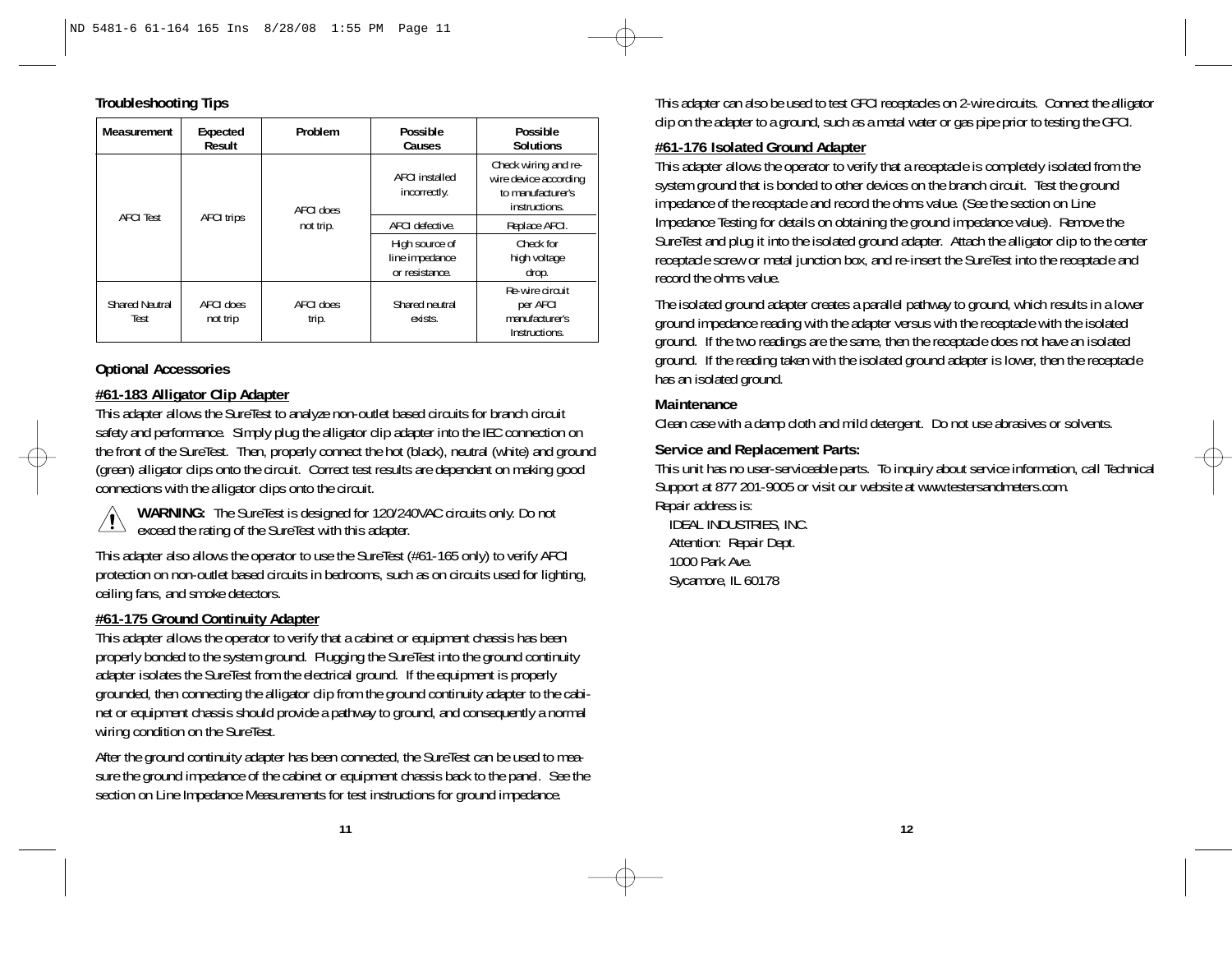## Troubleshooting Tips

| Measurement | Expected Result | Problem | Possible Causes | Possible Solutions |
|---|---|---|---|---|
| AFCI Test | AFCI trips | AFCI does not trip. | AFCI installed incorrectly. | Check wiring and re-wire device according to manufacturer's instructions. |
| | | | AFCI defective. | Replace AFCI. |
| | | | High source of line impedance or resistance. | Check for high voltage drop. |
| Shared Neutral Test | AFCI does not trip | AFCI does trip. | Shared neutral exists. | Re-wire circuit per AFCI manufacturer's Instructions. |

## Optional Accessories

### #61-183 Alligator Clip Adapter

This adapter allows the SureTest to analyze non-outlet based circuits for branch circuit safety and performance. Simply plug the alligator clip adapter into the IEC connection on the front of the SureTest. Then, properly connect the hot (black), neutral (white) and ground (green) alligator clips onto the circuit. Correct test results are dependent on making good connections with the alligator clips onto the circuit.

**WARNING:** The SureTest is designed for 120/240VAC circuits only. Do not exceed the rating of the SureTest with this adapter.

This adapter also allows the operator to use the SureTest (#61-165 only) to verify AFCI protection on non-outlet based circuits in bedrooms, such as on circuits used for lighting, ceiling fans, and smoke detectors.

### #61-175 Ground Continuity Adapter

This adapter allows the operator to verify that a cabinet or equipment chassis has been properly bonded to the system ground. Plugging the SureTest into the ground continuity adapter isolates the SureTest from the electrical ground. If the equipment is properly grounded, then connecting the alligator clip from the ground continuity adapter to the cabinet or equipment chassis should provide a pathway to ground, and consequently a normal wiring condition on the SureTest.

After the ground continuity adapter has been connected, the SureTest can be used to measure the ground impedance of the cabinet or equipment chassis back to the panel. See the section on Line Impedance Measurements for test instructions for ground impedance.

This adapter can also be used to test GFCI receptacles on 2-wire circuits. Connect the alligator clip on the adapter to a ground, such as a metal water or gas pipe prior to testing the GFCI.

### #61-176 Isolated Ground Adapter

This adapter allows the operator to verify that a receptacle is completely isolated from the system ground that is bonded to other devices on the branch circuit. Test the ground impedance of the receptacle and record the ohms value. (See the section on Line Impedance Testing for details on obtaining the ground impedance value). Remove the SureTest and plug it into the isolated ground adapter. Attach the alligator clip to the center receptacle screw or metal junction box, and re-insert the SureTest into the receptacle and record the ohms value.

The isolated ground adapter creates a parallel pathway to ground, which results in a lower ground impedance reading with the adapter versus with the receptacle with the isolated ground. If the two readings are the same, then the receptacle does not have an isolated ground. If the reading taken with the isolated ground adapter is lower, then the receptacle has an isolated ground.

## Maintenance

Clean case with a damp cloth and mild detergent. Do not use abrasives or solvents.

## Service and Replacement Parts:

This unit has no user-serviceable parts. To inquiry about service information, call Technical Support at 877 201-9005 or visit our website at www.testersandmeters.com.

Repair address is:

IDEAL INDUSTRIES, INC.
Attention: Repair Dept.
1000 Park Ave.
Sycamore, IL 60178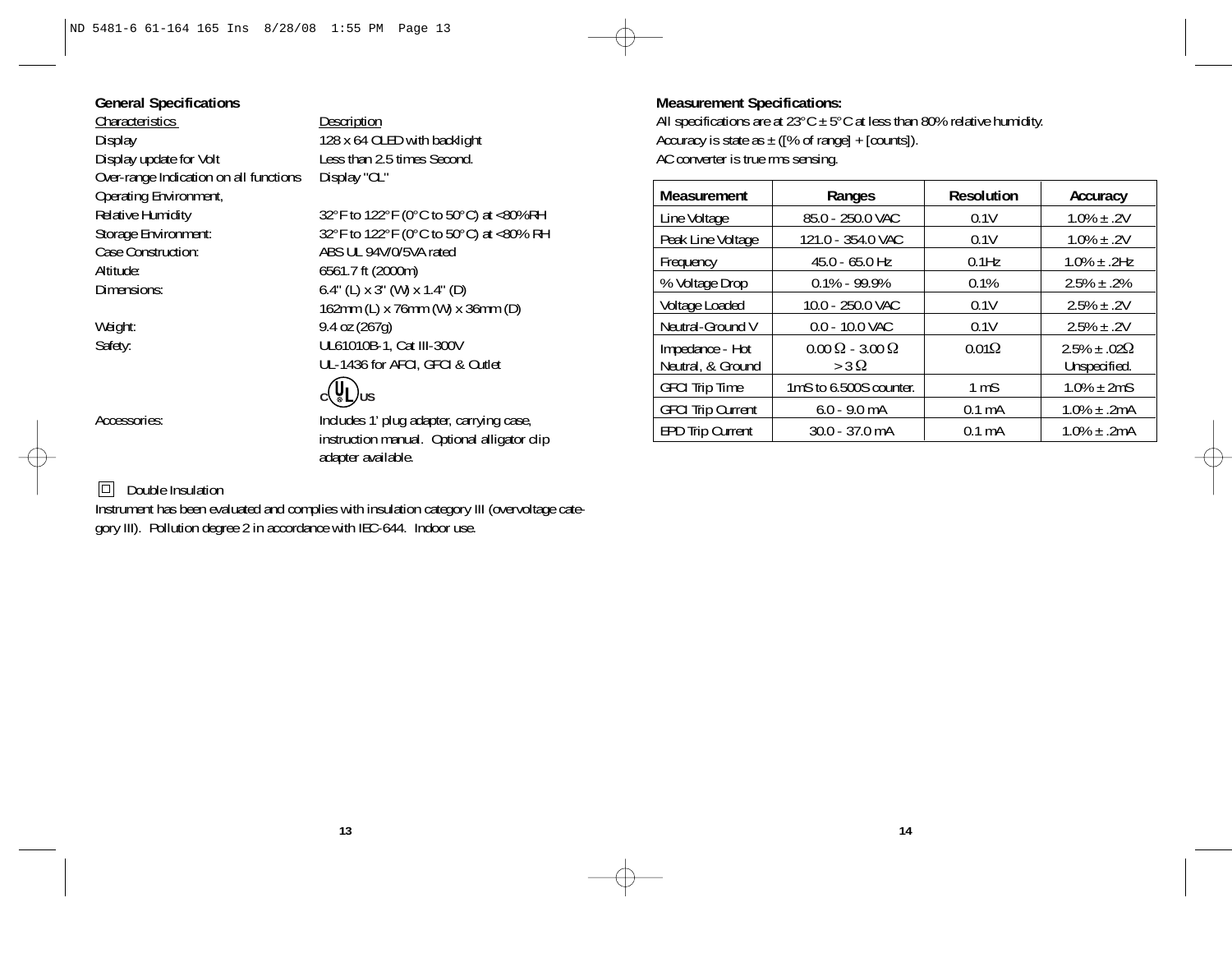## General Specifications

| Characteristics | Description |
|---|---|
| Display | 128 x 64 OLED with backlight |
| Display update for Volt | Less than 2.5 times Second. |
| Over-range Indication on all functions | Display "OL" |
| Operating Environment, Relative Humidity | 32°F to 122°F (0°C to 50°C) at <80%RH |
| Storage Environment: | 32°F to 122°F (0°C to 50°C) at <80% RH |
| Case Construction: | ABS UL 94V/0/5VA rated |
| Altitude: | 6561.7 ft (2000m) |
| Dimensions: | 6.4" (L) x 3" (W) x 1.4" (D)<br>162mm (L) x 76mm (W) x 36mm (D) |
| Weight: | 9.4 oz (267g) |
| Safety: | UL61010B-1, Cat III-300V<br>UL-1436 for AFCI, GFCI & Outlet<br>c UL us |
| Accessories: | Includes 1' plug adapter, carrying case, instruction manual. Optional alligator clip adapter available. |

☐ Double Insulation

Instrument has been evaluated and complies with insulation category III (overvoltage category III). Pollution degree 2 in accordance with IEC-644. Indoor use.

## Measurement Specifications:

All specifications are at 23°C ± 5°C at less than 80% relative humidity.
Accuracy is state as ± ([% of range] + [counts]).
AC converter is true rms sensing.

| Measurement | Ranges | Resolution | Accuracy |
|---|---|---|---|
| Line Voltage | 85.0 - 250.0 VAC | 0.1V | 1.0% ± .2V |
| Peak Line Voltage | 121.0 - 354.0 VAC | 0.1V | 1.0% ± .2V |
| Frequency | 45.0 - 65.0 Hz | 0.1Hz | 1.0% ± .2Hz |
| % Voltage Drop | 0.1% - 99.9% | 0.1% | 2.5% ± .2% |
| Voltage Loaded | 10.0 - 250.0 VAC | 0.1V | 2.5% ± .2V |
| Neutral-Ground V | 0.0 - 10.0 VAC | 0.1V | 2.5% ± .2V |
| Impedance - Hot Neutral, & Ground | 0.00 Ω - 3.00 Ω<br>> 3 Ω | 0.01Ω | 2.5% ± .02Ω<br>Unspecified. |
| GFCI Trip Time | 1mS to 6.500S counter. | 1 mS | 1.0% ± 2mS |
| GFCI Trip Current | 6.0 - 9.0 mA | 0.1 mA | 1.0% ± .2mA |
| EPD Trip Current | 30.0 - 37.0 mA | 0.1 mA | 1.0% ± .2mA |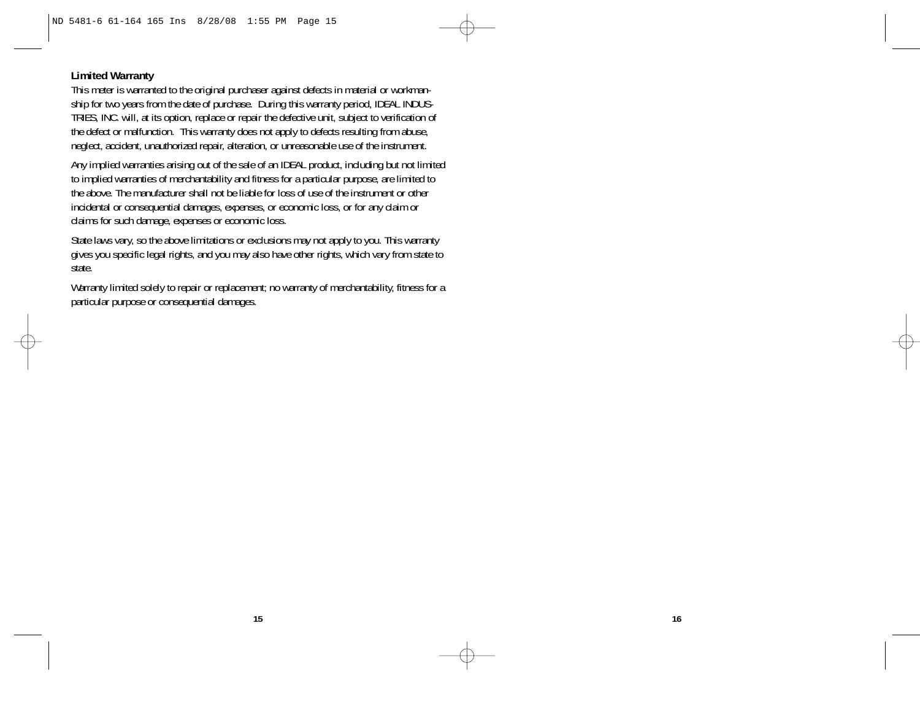**Limited Warranty**

This meter is warranted to the original purchaser against defects in material or workmanship for two years from the date of purchase. During this warranty period, IDEAL INDUSTRIES, INC. will, at its option, replace or repair the defective unit, subject to verification of the defect or malfunction. This warranty does not apply to defects resulting from abuse, neglect, accident, unauthorized repair, alteration, or unreasonable use of the instrument.

Any implied warranties arising out of the sale of an IDEAL product, including but not limited to implied warranties of merchantability and fitness for a particular purpose, are limited to the above. The manufacturer shall not be liable for loss of use of the instrument or other incidental or consequential damages, expenses, or economic loss, or for any claim or claims for such damage, expenses or economic loss.

State laws vary, so the above limitations or exclusions may not apply to you. This warranty gives you specific legal rights, and you may also have other rights, which vary from state to state.

Warranty limited solely to repair or replacement; no warranty of merchantability, fitness for a particular purpose or consequential damages.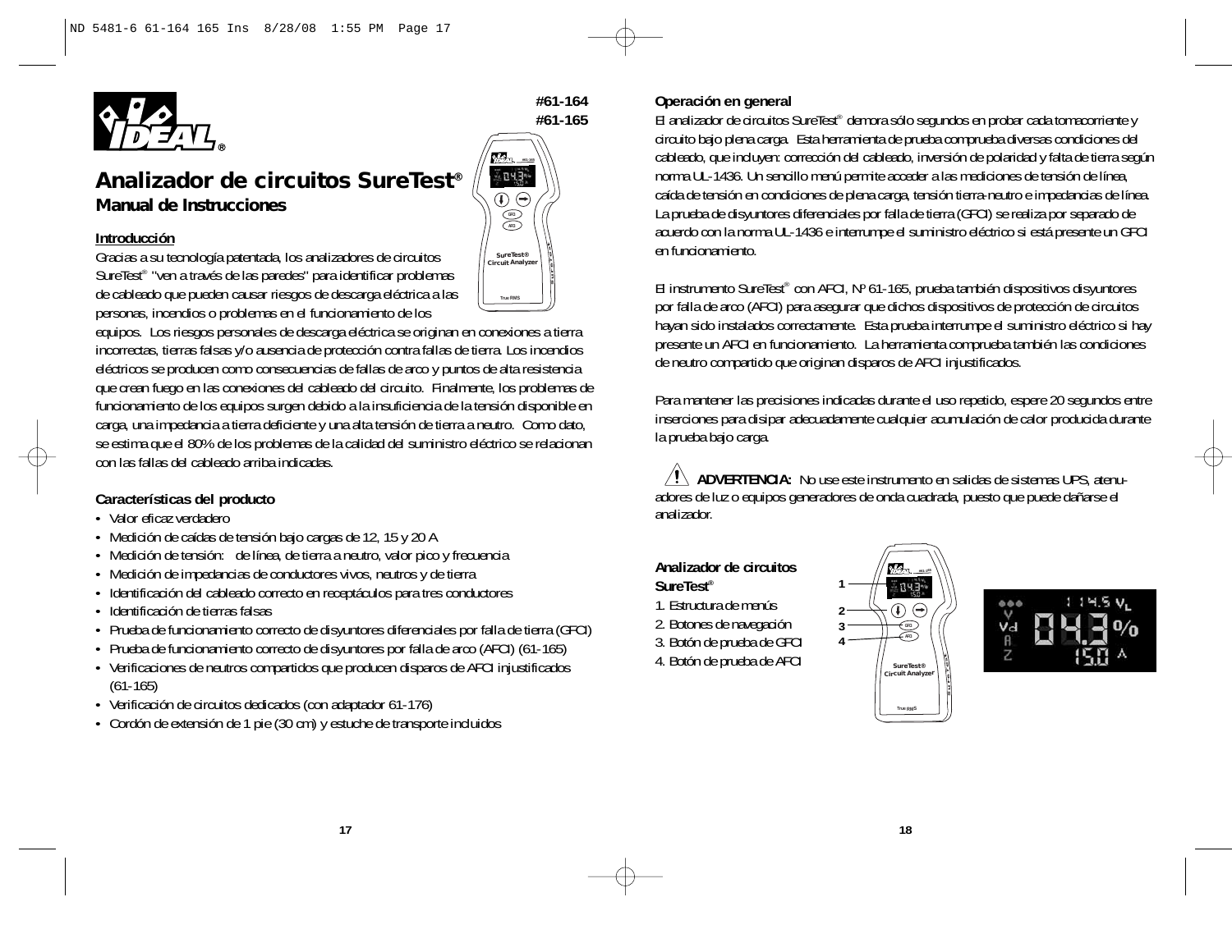#61-164
#61-165

# Analizador de circuitos SureTest®

## Manual de Instrucciones

### Introducción

Gracias a su tecnología patentada, los analizadores de circuitos SureTest® "ven a través de las paredes" para identificar problemas de cableado que pueden causar riesgos de descarga eléctrica a las personas, incendios o problemas en el funcionamiento de los equipos. Los riesgos personales de descarga eléctrica se originan en conexiones a tierra incorrectas, tierras falsas y/o ausencia de protección contra fallas de tierra. Los incendios eléctricos se producen como consecuencias de fallas de arco y puntos de alta resistencia que crean fuego en las conexiones del cableado del circuito. Finalmente, los problemas de funcionamiento de los equipos surgen debido a la insuficiencia de la tensión disponible en carga, una impedancia a tierra deficiente y una alta tensión de tierra a neutro. Como dato, se estima que el 80% de los problemas de la calidad del suministro eléctrico se relacionan con las fallas del cableado arriba indicadas.

### Características del producto

- Valor eficaz verdadero
- Medición de caídas de tensión bajo cargas de 12, 15 y 20 A
- Medición de tensión: de línea, de tierra a neutro, valor pico y frecuencia
- Medición de impedancias de conductores vivos, neutros y de tierra
- Identificación del cableado correcto en receptáculos para tres conductores
- Identificación de tierras falsas
- Prueba de funcionamiento correcto de disyuntores diferenciales por falla de tierra (GFCI)
- Prueba de funcionamiento correcto de disyuntores por falla de arco (AFCI) (61-165)
- Verificaciones de neutros compartidos que producen disparos de AFCI injustificados (61-165)
- Verificación de circuitos dedicados (con adaptador 61-176)
- Cordón de extensión de 1 pie (30 cm) y estuche de transporte incluidos

### Operación en general

El analizador de circuitos SureTest® demora sólo segundos en probar cada tomacorriente y circuito bajo plena carga. Esta herramienta de prueba comprueba diversas condiciones del cableado, que incluyen: corrección del cableado, inversión de polaridad y falta de tierra según norma UL-1436. Un sencillo menú permite acceder a las mediciones de tensión de línea, caída de tensión en condiciones de plena carga, tensión tierra-neutro e impedancias de línea. La prueba de disyuntores diferenciales por falla de tierra (GFCI) se realiza por separado de acuerdo con la norma UL-1436 e interrumpe el suministro eléctrico si está presente un GFCI en funcionamiento.

El instrumento SureTest® con AFCI, Nº 61-165, prueba también dispositivos disyuntores por falla de arco (AFCI) para asegurar que dichos dispositivos de protección de circuitos hayan sido instalados correctamente. Esta prueba interrumpe el suministro eléctrico si hay presente un AFCI en funcionamiento. La herramienta comprueba también las condiciones de neutro compartido que originan disparos de AFCI injustificados.

Para mantener las precisiones indicadas durante el uso repetido, espere 20 segundos entre inserciones para disipar adecuadamente cualquier acumulación de calor producida durante la prueba bajo carga.

⚠ **ADVERTENCIA:** No use este instrumento en salidas de sistemas UPS, atenuadores de luz o equipos generadores de onda cuadrada, puesto que puede dañarse el analizador.

### Analizador de circuitos SureTest®

1. Estructura de menús
2. Botones de navegación
3. Botón de prueba de GFCI
4. Botón de prueba de AFCI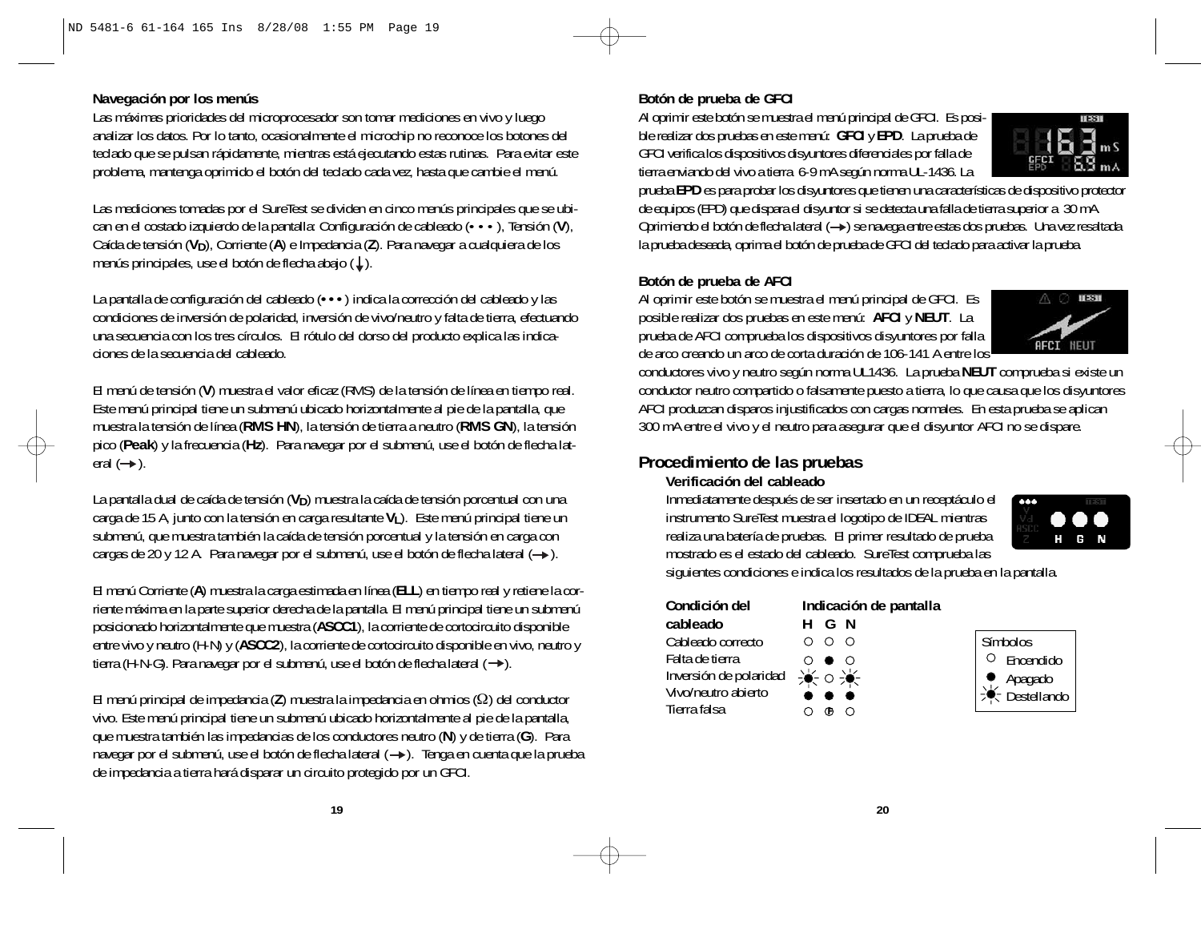**Navegación por los menús**

Las máximas prioridades del microprocesador son tomar mediciones en vivo y luego analizar los datos. Por lo tanto, ocasionalmente el microchip no reconoce los botones del teclado que se pulsan rápidamente, mientras está ejecutando estas rutinas. Para evitar este problema, mantenga oprimido el botón del teclado cada vez, hasta que cambie el menú.

Las mediciones tomadas por el SureTest se dividen en cinco menús principales que se ubican en el costado izquierdo de la pantalla: Configuración de cableado (• • •), Tensión (**V**), Caída de tensión (**$V_D$**), Corriente (**A**) e Impedancia (**Z**). Para navegar a cualquiera de los menús principales, use el botón de flecha abajo (↓).

La pantalla de configuración del cableado (• • •) indica la corrección del cableado y las condiciones de inversión de polaridad, inversión de vivo/neutro y falta de tierra, efectuando una secuencia con los tres círculos. El rótulo del dorso del producto explica las indicaciones de la secuencia del cableado.

El menú de tensión (**V**) muestra el valor eficaz (RMS) de la tensión de línea en tiempo real. Este menú principal tiene un submenú ubicado horizontalmente al pie de la pantalla, que muestra la tensión de línea (**RMS HN**), la tensión de tierra a neutro (**RMS GN**), la tensión pico (**Peak**) y la frecuencia (**Hz**). Para navegar por el submenú, use el botón de flecha lateral (→).

La pantalla dual de caída de tensión (**$V_D$**) muestra la caída de tensión porcentual con una carga de 15 A, junto con la tensión en carga resultante **$V_L$**). Este menú principal tiene un submenú, que muestra también la caída de tensión porcentual y la tensión en carga con cargas de 20 y 12 A. Para navegar por el submenú, use el botón de flecha lateral (→).

El menú Corriente (**A**) muestra la carga estimada en línea (**ELL**) en tiempo real y retiene la corriente máxima en la parte superior derecha de la pantalla. El menú principal tiene un submenú posicionado horizontalmente que muestra (**ASCC1**), la corriente de cortocircuito disponible entre vivo y neutro (H-N) y (**ASCC2**), la corriente de cortocircuito disponible en vivo, neutro y tierra (H-N-G). Para navegar por el submenú, use el botón de flecha lateral (→).

El menú principal de impedancia (**Z**) muestra la impedancia en ohmios (Ω) del conductor vivo. Este menú principal tiene un submenú ubicado horizontalmente al pie de la pantalla, que muestra también las impedancias de los conductores neutro (**N**) y de tierra (**G**). Para navegar por el submenú, use el botón de flecha lateral (→). Tenga en cuenta que la prueba de impedancia a tierra hará disparar un circuito protegido por un GFCI.

**Botón de prueba de GFCI**

Al oprimir este botón se muestra el menú principal de GFCI. Es posible realizar dos pruebas en este menú: **GFCI** y **EPD**. La prueba de GFCI verifica los dispositivos disyuntores diferenciales por falla de tierra enviando del vivo a tierra 6-9 mA según norma UL-1436. La prueba **EPD** es para probar los disyuntores que tienen una características de dispositivo protector de equipos (EPD) que dispara el disyuntor si se detecta una falla de tierra superior a 30 mA. Oprimiendo el botón de flecha lateral (→) se navega entre estas dos pruebas. Una vez resaltada la prueba deseada, oprima el botón de prueba de GFCI del teclado para activar la prueba.

**Botón de prueba de AFCI**

Al oprimir este botón se muestra el menú principal de GFCI. Es posible realizar dos pruebas en este menú: **AFCI** y **NEUT**. La prueba de AFCI comprueba los dispositivos disyuntores por falla de arco creando un arco de corta duración de 106-141 A entre los conductores vivo y neutro según norma UL1436. La prueba **NEUT** comprueba si existe un conductor neutro compartido o falsamente puesto a tierra, lo que causa que los disyuntores AFCI produzcan disparos injustificados con cargas normales. En esta prueba se aplican 300 mA entre el vivo y el neutro para asegurar que el disyuntor AFCI no se dispare.

## Procedimiento de las pruebas

### Verificación del cableado

Inmediatamente después de ser insertado en un receptáculo el instrumento SureTest muestra el logotipo de IDEAL mientras realiza una batería de pruebas. El primer resultado de prueba mostrado es el estado del cableado. SureTest comprueba las siguientes condiciones e indica los resultados de la prueba en la pantalla.

| Condición del cableado | Indicación de pantalla H | G | N |
|---|---|---|---|
| Cableado correcto | ○ | ○ | ○ |
| Falta de tierra | ○ | ● | ○ |
| Inversión de polaridad | Destellando | ○ | Destellando |
| Vivo/neutro abierto | ● | ● | ● |
| Tierra falsa | ○ | F | ○ |

Símbolos
- ○ Encendido
- ● Apagado
- Destellando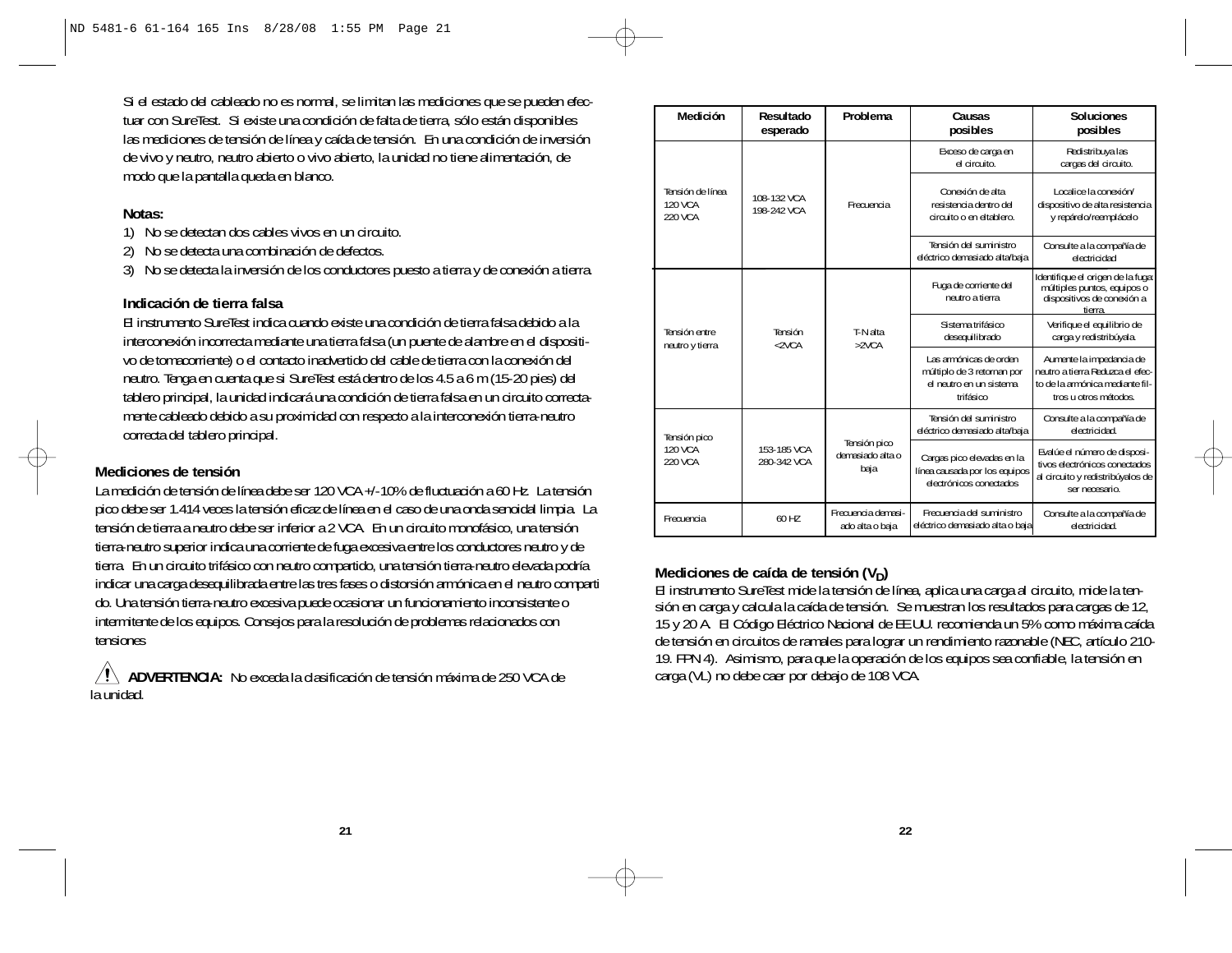Si el estado del cableado no es normal, se limitan las mediciones que se pueden efectuar con SureTest. Si existe una condición de falta de tierra, sólo están disponibles las mediciones de tensión de línea y caída de tensión. En una condición de inversión de vivo y neutro, neutro abierto o vivo abierto, la unidad no tiene alimentación, de modo que la pantalla queda en blanco.

**Notas:**

1) No se detectan dos cables vivos en un circuito.
2) No se detecta una combinación de defectos.
3) No se detecta la inversión de los conductores puesto a tierra y de conexión a tierra.

### Indicación de tierra falsa

El instrumento SureTest indica cuando existe una condición de tierra falsa debido a la interconexión incorrecta mediante una tierra falsa (un puente de alambre en el dispositivo de tomacorriente) o el contacto inadvertido del cable de tierra con la conexión del neutro. Tenga en cuenta que si SureTest está dentro de los 4.5 a 6 m (15-20 pies) del tablero principal, la unidad indicará una condición de tierra falsa en un circuito correctamente cableado debido a su proximidad con respecto a la interconexión tierra-neutro correcta del tablero principal.

## Mediciones de tensión

La medición de tensión de línea debe ser 120 VCA +/-10% de fluctuación a 60 Hz. La tensión pico debe ser 1.414 veces la tensión eficaz de línea en el caso de una onda senoidal limpia. La tensión de tierra a neutro debe ser inferior a 2 VCA. En un circuito monofásico, una tensión tierra-neutro superior indica una corriente de fuga excesiva entre los conductores neutro y de tierra. En un circuito trifásico con neutro compartido, una tensión tierra-neutro elevada podría indicar una carga desequilibrada entre las tres fases o distorsión armónica en el neutro compartido. Una tensión tierra-neutro excesiva puede ocasionar un funcionamiento inconsistente o intermitente de los equipos. Consejos para la resolución de problemas relacionados con tensiones

⚠ **ADVERTENCIA:** No exceda la clasificación de tensión máxima de 250 VCA de la unidad.

| Medición | Resultado esperado | Problema | Causas posibles | Soluciones posibles |
|---|---|---|---|---|
| Tensión de línea 120 VCA 220 VCA | 108-132 VCA 198-242 VCA | Frecuencia | Exceso de carga en el circuito. | Redistribuya las cargas del circuito. |
| | | | Conexión de alta resistencia dentro del circuito o en el tablero. | Localice la conexión/ dispositivo de alta resistencia y repárelo/reemplácelo |
| | | | Tensión del suministro eléctrico demasiado alta/baja | Consulte a la compañía de electricidad |
| Tensión entre neutro y tierra | Tensión <2VCA | T-N alta >2VCA | Fuga de corriente del neutro a tierra | Identifique el origen de la fuga: múltiples puntos, equipos o dispositivos de conexión a tierra. |
| | | | Sistema trifásico desequilibrado | Verifique el equilibrio de carga y redistribúyala. |
| | | | Las armónicas de orden múltiplo de 3 retornan por el neutro en un sistema trifásico | Aumente la impedancia de neutro a tierra Reduzca el efecto de la armónica mediante filtros u otros métodos. |
| Tensión pico 120 VCA 220 VCA | 153-185 VCA 280-342 VCA | Tensión pico demasiado alta o baja | Tensión del suministro eléctrico demasiado alta/baja | Consulte a la compañía de electricidad. |
| | | | Cargas pico elevadas en la línea causada por los equipos electrónicos conectados | Evalúe el número de dispositivos electrónicos conectados al circuito y redistribúyalos de ser necesario. |
| Frecuencia | 60 HZ | Frecuencia demasiado alta o baja | Frecuencia del suministro eléctrico demasiado alta o baja | Consulte a la compañía de electricidad. |

## Mediciones de caída de tensión ($V_D$)

El instrumento SureTest mide la tensión de línea, aplica una carga al circuito, mide la tensión en carga y calcula la caída de tensión. Se muestran los resultados para cargas de 12, 15 y 20 A. El Código Eléctrico Nacional de EE.UU. recomienda un 5% como máxima caída de tensión en circuitos de ramales para lograr un rendimiento razonable (NEC, artículo 210-19. FPN 4). Asimismo, para que la operación de los equipos sea confiable, la tensión en carga (VL) no debe caer por debajo de 108 VCA.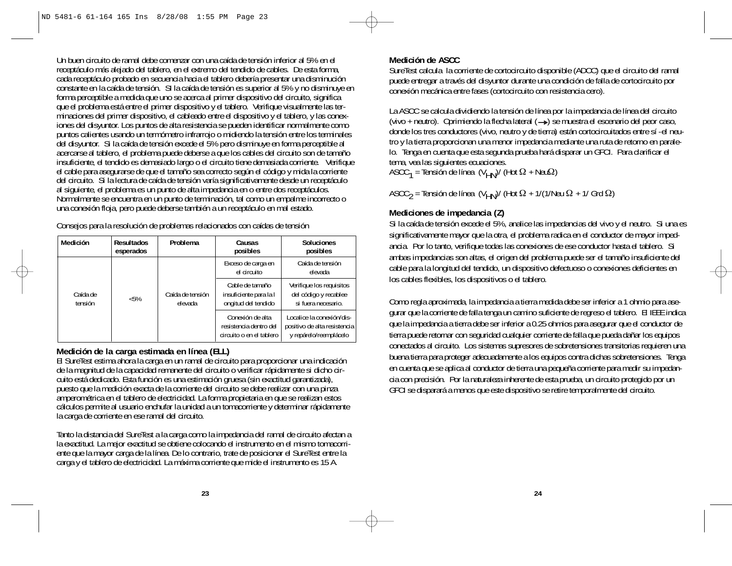Un buen circuito de ramal debe comenzar con una caída de tensión inferior al 5% en el receptáculo más alejado del tablero, en el extremo del tendido de cables. De esta forma, cada receptáculo probado en secuencia hacia el tablero debería presentar una disminución constante en la caída de tensión. Si la caída de tensión es superior al 5% y no disminuye en forma perceptible a medida que uno se acerca al primer dispositivo del circuito, significa que el problema está entre el primer dispositivo y el tablero. Verifique visualmente las terminaciones del primer dispositivo, el cableado entre el dispositivo y el tablero, y las conexiones del disyuntor. Los puntos de alta resistencia se pueden identificar normalmente como puntos calientes usando un termómetro infrarrojo o midiendo la tensión entre los terminales del disyuntor. Si la caída de tensión excede el 5% pero disminuye en forma perceptible al acercarse al tablero, el problema puede deberse a que los cables del circuito son de tamaño insuficiente, el tendido es demasiado largo o el circuito tiene demasiada corriente. Verifique el cable para asegurarse de que el tamaño sea correcto según el código y mida la corriente del circuito. Si la lectura de caída de tensión varía significativamente desde un receptáculo al siguiente, el problema es un punto de alta impedancia en o entre dos receptáculos. Normalmente se encuentra en un punto de terminación, tal como un empalme incorrecto o una conexión floja, pero puede deberse también a un receptáculo en mal estado.

Consejos para la resolución de problemas relacionados con caídas de tensión

| Medición | Resultados esperados | Problema | Causas posibles | Soluciones posibles |
|---|---|---|---|---|
| Caída de tensión | <5% | Caída de tensión elevada | Exceso de carga en el circuito | Caída de tensión elevada |
| | | | Cable de tamaño insuficiente para la longitud del tendido | Verifique los requisitos del código y recablee si fuera necesario. |
| | | | Conexión de alta resistencia dentro del circuito o en el tablero | Localice la conexión/dispositivo de alta resistencia y repárelo/reemplácelo |

## Medición de la carga estimada en línea (ELL)

El SureTest estima ahora la carga en un ramal de circuito para proporcionar una indicación de la magnitud de la capacidad remanente del circuito o verificar rápidamente si dicho circuito está dedicado. Esta función es una estimación gruesa (sin exactitud garantizada), puesto que la medición exacta de la corriente del circuito se debe realizar con una pinza amperométrica en el tablero de electricidad. La forma propietaria en que se realizan estos cálculos permite al usuario enchufar la unidad a un tomacorriente y determinar rápidamente la carga de corriente en ese ramal del circuito.

Tanto la distancia del SureTest a la carga como la impedancia del ramal de circuito afectan a la exactitud. La mejor exactitud se obtiene colocando el instrumento en el mismo tomacorriente que la mayor carga de la línea. De lo contrario, trate de posicionar el SureTest entre la carga y el tablero de electricidad. La máxima corriente que mide el instrumento es 15 A.

## Medición de ASCC

SureTest calcula la corriente de cortocircuito disponible (ADCC) que el circuito del ramal puede entregar a través del disyuntor durante una condición de falla de cortocircuito por conexión mecánica entre fases (cortocircuito con resistencia cero).

La ASCC se calcula dividiendo la tensión de línea por la impedancia de línea del circuito (vivo + neutro). Oprimiendo la flecha lateral (→) se muestra el escenario del peor caso, donde los tres conductores (vivo, neutro y de tierra) están cortocircuitados entre sí -el neutro y la tierra proporcionan una menor impedancia mediante una ruta de retorno en paralelo. Tenga en cuenta que esta segunda prueba hará disparar un GFCI. Para clarificar el tema, vea las siguientes ecuaciones.

$ASCC_1$ = Tensión de línea $(V_{HN})$/ (Hot $\Omega$ + Neu$\Omega$)

$ASCC_2$ = Tensión de línea $(V_{HN})$/ (Hot $\Omega$ + 1/(1/Neu $\Omega$ + 1/ Grd $\Omega$)

## Mediciones de impedancia (Z)

Si la caída de tensión excede el 5%, analice las impedancias del vivo y el neutro. Si una es significativamente mayor que la otra, el problema radica en el conductor de mayor impedancia. Por lo tanto, verifique todas las conexiones de ese conductor hasta el tablero. Si ambas impedancias son altas, el origen del problema puede ser el tamaño insuficiente del cable para la longitud del tendido, un dispositivo defectuoso o conexiones deficientes en los cables flexibles, los dispositivos o el tablero.

Como regla aproximada, la impedancia a tierra medida debe ser inferior a 1 ohmio para asegurar que la corriente de falla tenga un camino suficiente de regreso el tablero. El IEEE indica que la impedancia a tierra debe ser inferior a 0.25 ohmios para asegurar que el conductor de tierra puede retornar con seguridad cualquier corriente de falla que pueda dañar los equipos conectados al circuito. Los sistemas supresores de sobretensiones transitorias requieren una buena tierra para proteger adecuadamente a los equipos contra dichas sobretensiones. Tenga en cuenta que se aplica al conductor de tierra una pequeña corriente para medir su impedancia con precisión. Por la naturaleza inherente de esta prueba, un circuito protegido por un GFCI se disparará a menos que este dispositivo se retire temporalmente del circuito.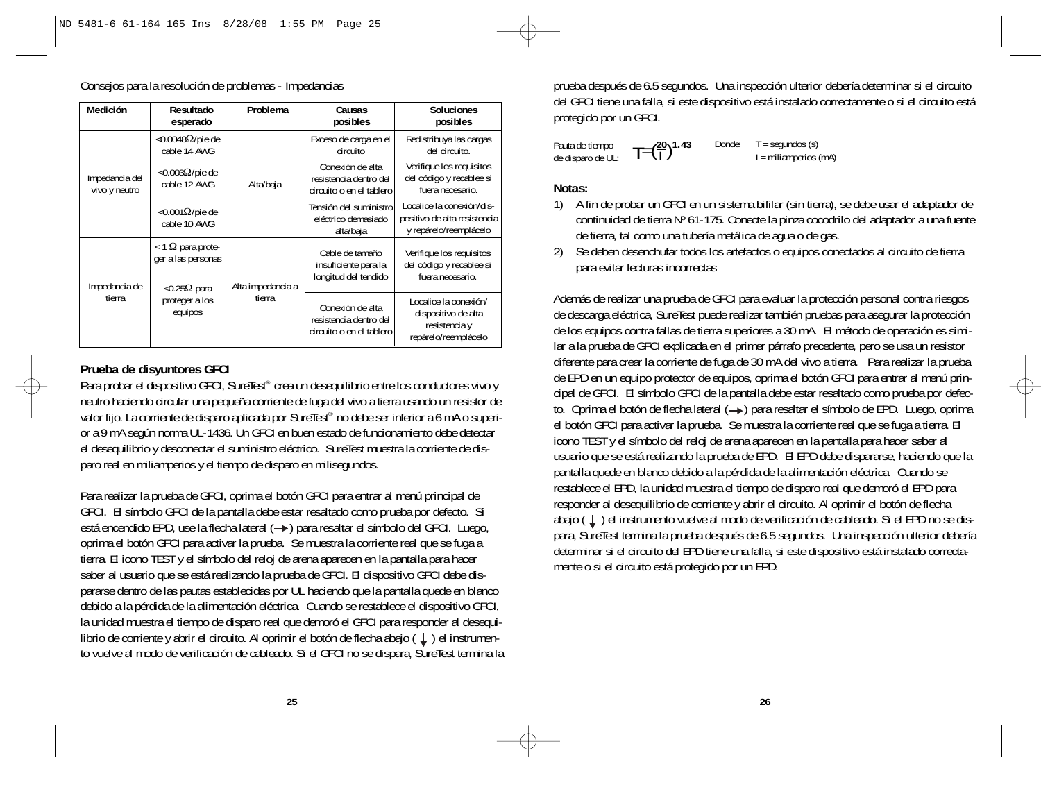Consejos para la resolución de problemas - Impedancias

| Medición | Resultado esperado | Problema | Causas posibles | Soluciones posibles |
|---|---|---|---|---|
| Impedancia del vivo y neutro | <0.0048Ω/pie de cable 14 AWG | Alta/baja | Exceso de carga en el circuito | Redistribuya las cargas del circuito. |
| | <0.003Ω/pie de cable 12 AWG | | Conexión de alta resistencia dentro del circuito o en el tablero | Verifique los requisitos del código y recablee si fuera necesario. |
| | <0.001Ω/pie de cable 10 AWG | | Tensión del suministro eléctrico demasiado alta/baja | Localice la conexión/dispositivo de alta resistencia y repárelo/reemplácelo |
| Impedancia de tierra | < 1 Ω para proteger a las personas | Alta impedancia a tierra | Cable de tamaño insuficiente para la longitud del tendido | Verifique los requisitos del código y recablee si fuera necesario. |
| | <0.25Ω para proteger a los equipos | | Conexión de alta resistencia dentro del circuito o en el tablero | Localice la conexión/dispositivo de alta resistencia y repárelo/reemplácelo |

## Prueba de disyuntores GFCI

Para probar el dispositivo GFCI, SureTest® crea un desequilibrio entre los conductores vivo y neutro haciendo circular una pequeña corriente de fuga del vivo a tierra usando un resistor de valor fijo. La corriente de disparo aplicada por SureTest® no debe ser inferior a 6 mA o superior a 9 mA según norma UL-1436. Un GFCI en buen estado de funcionamiento debe detectar el desequilibrio y desconectar el suministro eléctrico. SureTest muestra la corriente de disparo real en miliamperios y el tiempo de disparo en milisegundos.

Para realizar la prueba de GFCI, oprima el botón GFCI para entrar al menú principal de GFCI. El símbolo GFCI de la pantalla debe estar resaltado como prueba por defecto. Si está encendido EPD, use la flecha lateral (→) para resaltar el símbolo del GFCI. Luego, oprima el botón GFCI para activar la prueba. Se muestra la corriente real que se fuga a tierra. El icono TEST y el símbolo del reloj de arena aparecen en la pantalla para hacer saber al usuario que se está realizando la prueba de GFCI. El dispositivo GFCI debe dispararse dentro de las pautas establecidas por UL haciendo que la pantalla quede en blanco debido a la pérdida de la alimentación eléctrica. Cuando se restablece el dispositivo GFCI, la unidad muestra el tiempo de disparo real que demoró el GFCI para responder al desequilibrio de corriente y abrir el circuito. Al oprimir el botón de flecha abajo (↓) el instrumento vuelve al modo de verificación de cableado. Si el GFCI no se dispara, SureTest termina la prueba después de 6.5 segundos. Una inspección ulterior debería determinar si el circuito del GFCI tiene una falla, si este dispositivo está instalado correctamente o si el circuito está protegido por un GFCI.

Pauta de tiempo de disparo de UL: $T=\left(\frac{20}{I}\right)^{1.43}$ Donde: T = segundos (s), I = miliamperios (mA)

**Notas:**

1) A fin de probar un GFCI en un sistema bifilar (sin tierra), se debe usar el adaptador de continuidad de tierra Nº 61-175. Conecte la pinza cocodrilo del adaptador a una fuente de tierra, tal como una tubería metálica de agua o de gas.
2) Se deben desenchufar todos los artefactos o equipos conectados al circuito de tierra para evitar lecturas incorrectas

Además de realizar una prueba de GFCI para evaluar la protección personal contra riesgos de descarga eléctrica, SureTest puede realizar también pruebas para asegurar la protección de los equipos contra fallas de tierra superiores a 30 mA. El método de operación es similar a la prueba de GFCI explicada en el primer párrafo precedente, pero se usa un resistor diferente para crear la corriente de fuga de 30 mA del vivo a tierra. Para realizar la prueba de EPD en un equipo protector de equipos, oprima el botón GFCI para entrar al menú principal de GFCI. El símbolo GFCI de la pantalla debe estar resaltado como prueba por defecto. Oprima el botón de flecha lateral (→) para resaltar el símbolo de EPD. Luego, oprima el botón GFCI para activar la prueba. Se muestra la corriente real que se fuga a tierra. El icono TEST y el símbolo del reloj de arena aparecen en la pantalla para hacer saber al usuario que se está realizando la prueba de EPD. El EPD debe dispararse, haciendo que la pantalla quede en blanco debido a la pérdida de la alimentación eléctrica. Cuando se restablece el EPD, la unidad muestra el tiempo de disparo real que demoró el EPD para responder al desequilibrio de corriente y abrir el circuito. Al oprimir el botón de flecha abajo (↓) el instrumento vuelve al modo de verificación de cableado. Si el EPD no se dispara, SureTest termina la prueba después de 6.5 segundos. Una inspección ulterior debería determinar si el circuito del EPD tiene una falla, si este dispositivo está instalado correctamente o si el circuito está protegido por un EPD.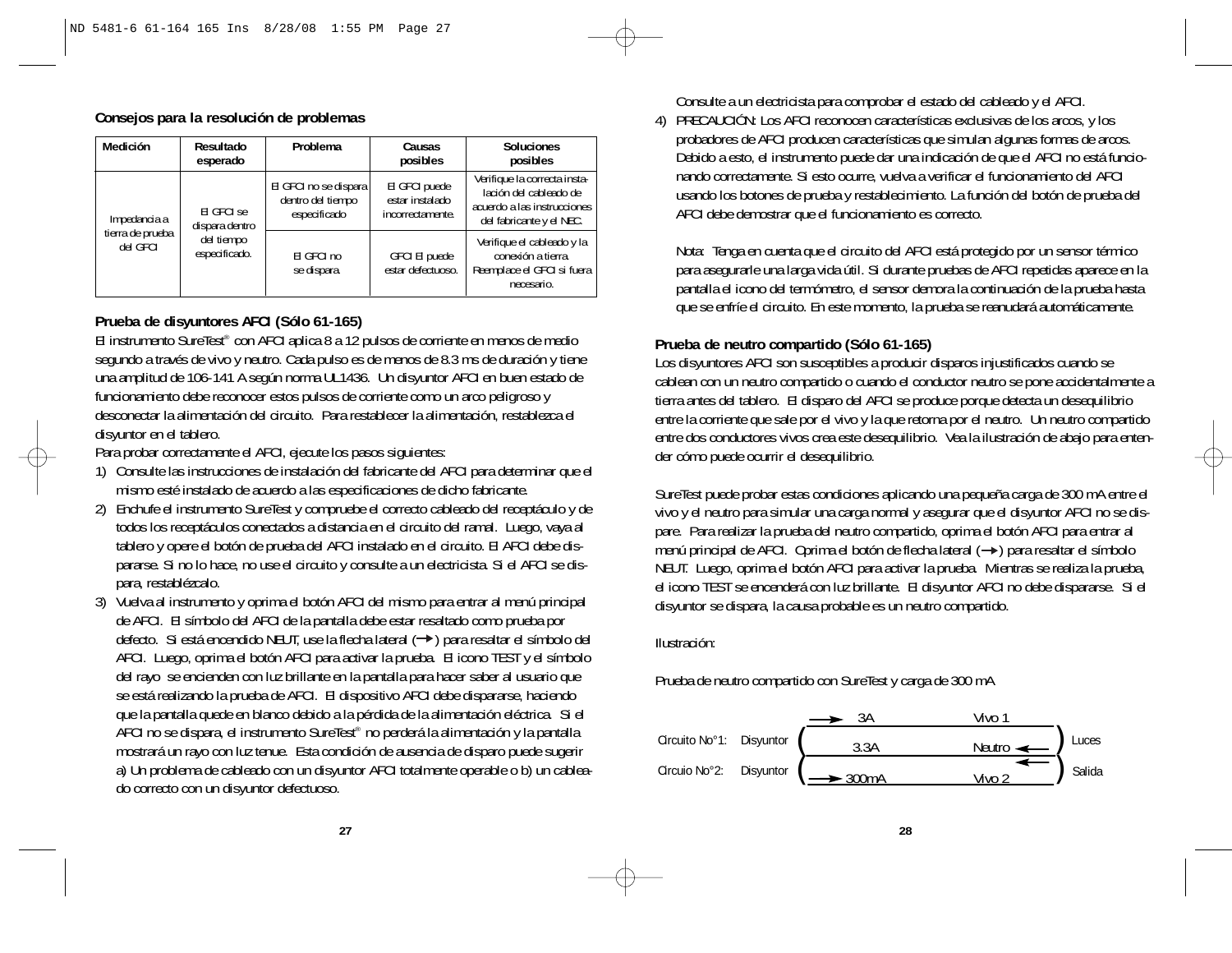## Consejos para la resolución de problemas

| Medición | Resultado esperado | Problema | Causas posibles | Soluciones posibles |
|---|---|---|---|---|
| Impedancia a tierra de prueba del GFCI | El GFCI se dispara dentro del tiempo especificado. | El GFCI no se dispara dentro del tiempo especificado | El GFCI puede estar instalado incorrectamente. | Verifique la correcta instalación del cableado de acuerdo a las instrucciones del fabricante y el NEC. |
| | | El GFCI no se dispara. | GFCI El puede estar defectuoso. | Verifique el cableado y la conexión a tierra. Reemplace el GFCI si fuera necesario. |

## Prueba de disyuntores AFCI (Sólo 61-165)

El instrumento SureTest® con AFCI aplica 8 a 12 pulsos de corriente en menos de medio segundo a través de vivo y neutro. Cada pulso es de menos de 8.3 ms de duración y tiene una amplitud de 106-141 A según norma UL1436. Un disyuntor AFCI en buen estado de funcionamiento debe reconocer estos pulsos de corriente como un arco peligroso y desconectar la alimentación del circuito. Para restablecer la alimentación, restablezca el disyuntor en el tablero.

Para probar correctamente el AFCI, ejecute los pasos siguientes:

1) Consulte las instrucciones de instalación del fabricante del AFCI para determinar que el mismo esté instalado de acuerdo a las especificaciones de dicho fabricante.
2) Enchufe el instrumento SureTest y compruebe el correcto cableado del receptáculo y de todos los receptáculos conectados a distancia en el circuito del ramal. Luego, vaya al tablero y opere el botón de prueba del AFCI instalado en el circuito. El AFCI debe dispararse. Si no lo hace, no use el circuito y consulte a un electricista. Si el AFCI se dispara, restablézcalo.
3) Vuelva al instrumento y oprima el botón AFCI del mismo para entrar al menú principal de AFCI. El símbolo del AFCI de la pantalla debe estar resaltado como prueba por defecto. Si está encendido NEUT, use la flecha lateral (→) para resaltar el símbolo del AFCI. Luego, oprima el botón AFCI para activar la prueba. El icono TEST y el símbolo del rayo se encienden con luz brillante en la pantalla para hacer saber al usuario que se está realizando la prueba de AFCI. El dispositivo AFCI debe dispararse, haciendo que la pantalla quede en blanco debido a la pérdida de la alimentación eléctrica. Si el AFCI no se dispara, el instrumento SureTest® no perderá la alimentación y la pantalla mostrará un rayo con luz tenue. Esta condición de ausencia de disparo puede sugerir a) Un problema de cableado con un disyuntor AFCI totalmente operable o b) un cableado correcto con un disyuntor defectuoso.

   Consulte a un electricista para comprobar el estado del cableado y el AFCI.
4) PRECAUCIÓN: Los AFCI reconocen características exclusivas de los arcos, y los probadores de AFCI producen características que simulan algunas formas de arcos. Debido a esto, el instrumento puede dar una indicación de que el AFCI no está funcionando correctamente. Si esto ocurre, vuelva a verificar el funcionamiento del AFCI usando los botones de prueba y restablecimiento. La función del botón de prueba del AFCI debe demostrar que el funcionamiento es correcto.

   Nota: Tenga en cuenta que el circuito del AFCI está protegido por un sensor térmico para asegurarle una larga vida útil. Si durante pruebas de AFCI repetidas aparece en la pantalla el icono del termómetro, el sensor demora la continuación de la prueba hasta que se enfríe el circuito. En este momento, la prueba se reanudará automáticamente.

## Prueba de neutro compartido (Sólo 61-165)

Los disyuntores AFCI son susceptibles a producir disparos injustificados cuando se cablean con un neutro compartido o cuando el conductor neutro se pone accidentalmente a tierra antes del tablero. El disparo del AFCI se produce porque detecta un desequilibrio entre la corriente que sale por el vivo y la que retorna por el neutro. Un neutro compartido entre dos conductores vivos crea este desequilibrio. Vea la ilustración de abajo para entender cómo puede ocurrir el desequilibrio.

SureTest puede probar estas condiciones aplicando una pequeña carga de 300 mA entre el vivo y el neutro para simular una carga normal y asegurar que el disyuntor AFCI no se dispare. Para realizar la prueba del neutro compartido, oprima el botón AFCI para entrar al menú principal de AFCI. Oprima el botón de flecha lateral (→) para resaltar el símbolo NEUT. Luego, oprima el botón AFCI para activar la prueba. Mientras se realiza la prueba, el icono TEST se encenderá con luz brillante. El disyuntor AFCI no debe dispararse. Si el disyuntor se dispara, la causa probable es un neutro compartido.

Ilustración:

Prueba de neutro compartido con SureTest y carga de 300 mA

Circuito No°1: Disyuntor — → 3A Vivo 1 — 3.3A Neutro ← — Luces

Circuio No°2: Disyuntor — → 300mA Vivo 2 — Salida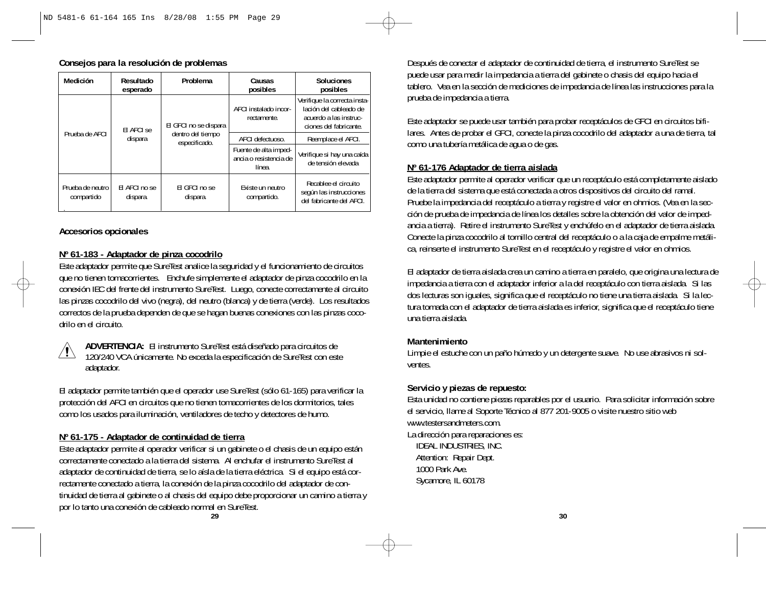### Consejos para la resolución de problemas

| Medición | Resultado esperado | Problema | Causas posibles | Soluciones posibles |
|---|---|---|---|---|
| Prueba de AFCI | El AFCI se dispara | El GFCI no se dispara dentro del tiempo especificado. | AFCI instalado incorrectamente. | Verifique la correcta instalación del cableado de acuerdo a las instrucciones del fabricante. |
| | | | AFCI defectuoso. | Reemplace el AFCI. |
| | | | Fuente de alta impedancia o resistencia de línea. | Verifique si hay una caída de tensión elevada |
| Prueba de neutro compartido | El AFCI no se dispara. | El GFCI no se dispara. | Existe un neutro compartido. | Recablee el circuito según las instrucciones del fabricante del AFCI. |

### Accesorios opcionales

**Nº 61-183 - Adaptador de pinza cocodrilo**

Este adaptador permite que SureTest analice la seguridad y el funcionamiento de circuitos que no tienen tomacorrientes. Enchufe simplemente el adaptador de pinza cocodrilo en la conexión IEC del frente del instrumento SureTest. Luego, conecte correctamente al circuito las pinzas cocodrilo del vivo (negra), del neutro (blanca) y de tierra (verde). Los resultados correctos de la prueba dependen de que se hagan buenas conexiones con las pinzas cocodrilo en el circuito.

**ADVERTENCIA:** El instrumento SureTest está diseñado para circuitos de 120/240 VCA únicamente. No exceda la especificación de SureTest con este adaptador.

El adaptador permite también que el operador use SureTest (sólo 61-165) para verificar la protección del AFCI en circuitos que no tienen tomacorrientes de los dormitorios, tales como los usados para iluminación, ventiladores de techo y detectores de humo.

**Nº 61-175 - Adaptador de continuidad de tierra**

Este adaptador permite al operador verificar si un gabinete o el chasis de un equipo están correctamente conectado a la tierra del sistema. Al enchufar el instrumento SureTest al adaptador de continuidad de tierra, se lo aísla de la tierra eléctrica. Si el equipo está correctamente conectado a tierra, la conexión de la pinza cocodrilo del adaptador de continuidad de tierra al gabinete o al chasis del equipo debe proporcionar un camino a tierra y por lo tanto una conexión de cableado normal en SureTest.

Después de conectar el adaptador de continuidad de tierra, el instrumento SureTest se puede usar para medir la impedancia a tierra del gabinete o chasis del equipo hacia el tablero. Vea en la sección de mediciones de impedancia de línea las instrucciones para la prueba de impedancia a tierra.

Este adaptador se puede usar también para probar receptáculos de GFCI en circuitos bifilares. Antes de probar el GFCI, conecte la pinza cocodrilo del adaptador a una de tierra, tal como una tubería metálica de agua o de gas.

**Nº 61-176 Adaptador de tierra aislada**

Este adaptador permite al operador verificar que un receptáculo está completamente aislado de la tierra del sistema que está conectada a otros dispositivos del circuito del ramal. Pruebe la impedancia del receptáculo a tierra y registre el valor en ohmios. (Vea en la sección de prueba de impedancia de línea los detalles sobre la obtención del valor de impedancia a tierra). Retire el instrumento SureTest y enchúfelo en el adaptador de tierra aislada. Conecte la pinza cocodrilo al tornillo central del receptáculo o a la caja de empalme metálica, reinserte el instrumento SureTest en el receptáculo y registre el valor en ohmios.

El adaptador de tierra aislada crea un camino a tierra en paralelo, que origina una lectura de impedancia a tierra con el adaptador inferior a la del receptáculo con tierra aislada. Si las dos lecturas son iguales, significa que el receptáculo no tiene una tierra aislada Si la lectura tomada con el adaptador de tierra aislada es inferior, significa que el receptáculo tiene una tierra aislada.

### Mantenimiento

Limpie el estuche con un paño húmedo y un detergente suave. No use abrasivos ni solventes.

### Servicio y piezas de repuesto:

Esta unidad no contiene piezas reparables por el usuario. Para solicitar información sobre el servicio, llame al Soporte Técnico al 877 201-9005 o visite nuestro sitio web www.testersandmeters.com.

La dirección para reparaciones es:

IDEAL INDUSTRIES, INC.
Attention: Repair Dept.
1000 Park Ave.
Sycamore, IL 60178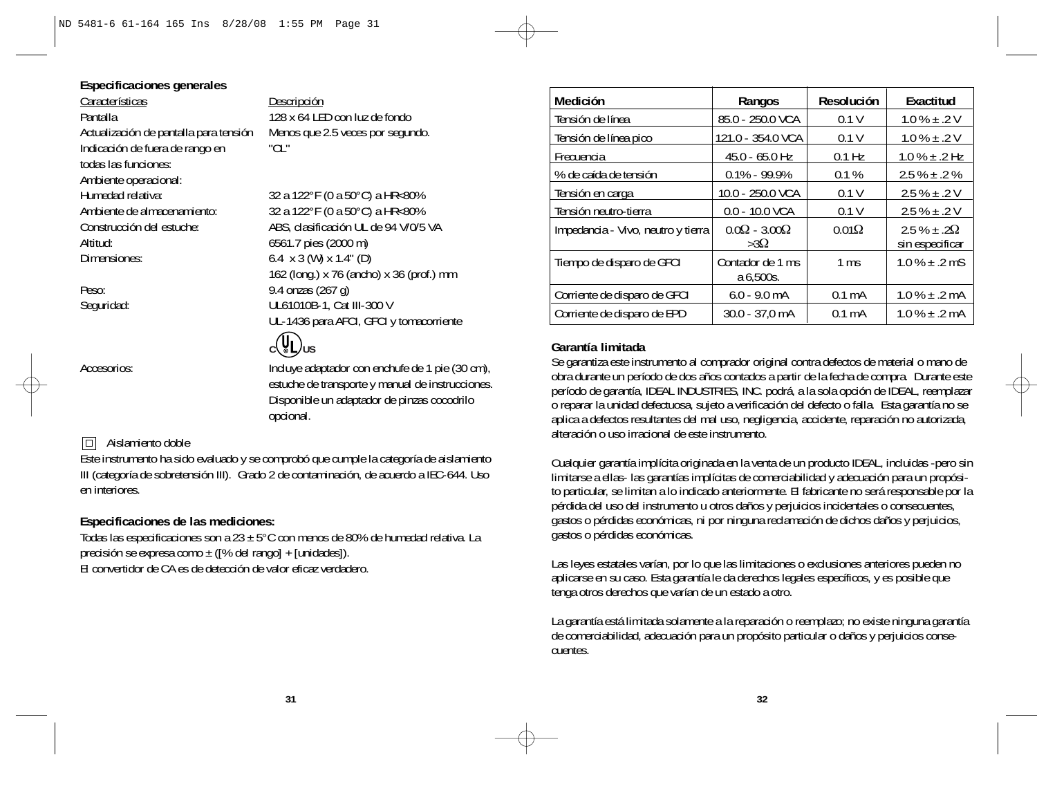## Especificaciones generales

| Características | Descripción |
|---|---|
| Pantalla | 128 x 64 LED con luz de fondo |
| Actualización de pantalla para tensión | Menos que 2.5 veces por segundo. |
| Indicación de fuera de rango en todas las funciones: | "OL" |
| Ambiente operacional: | |
| Humedad relativa: | 32 a 122°F (0 a 50°C) a HR<80% |
| Ambiente de almacenamiento: | 32 a 122°F (0 a 50°C) a HR<80% |
| Construcción del estuche: | ABS, clasificación UL de 94 V/0/5 VA |
| Altitud: | 6561.7 pies (2000 m) |
| Dimensiones: | 6.4 x 3 (W) x 1.4" (D)<br>162 (long.) x 76 (ancho) x 36 (prof.) mm |
| Peso: | 9.4 onzas (267 g) |
| Seguridad: | UL61010B-1, Cat III-300 V<br>UL-1436 para AFCI, GFCI y tomacorriente<br>c UL us |
| Accesorios: | Incluye adaptador con enchufe de 1 pie (30 cm), estuche de transporte y manual de instrucciones. Disponible un adaptador de pinzas cocodrilo opcional. |

□ Aislamiento doble

Este instrumento ha sido evaluado y se comprobó que cumple la categoría de aislamiento III (categoría de sobretensión III). Grado 2 de contaminación, de acuerdo a IEC-644. Uso en interiores.

## Especificaciones de las mediciones:

Todas las especificaciones son a 23 ± 5°C con menos de 80% de humedad relativa. La precisión se expresa como ± ([% del rango] + [unidades]).
El convertidor de CA es de detección de valor eficaz verdadero.

| Medición | Rangos | Resolución | Exactitud |
|---|---|---|---|
| Tensión de línea | 85.0 - 250.0 VCA | 0.1 V | 1.0 % ± .2 V |
| Tensión de línea pico | 121.0 - 354.0 VCA | 0.1 V | 1.0 % ± .2 V |
| Frecuencia | 45.0 - 65.0 Hz | 0.1 Hz | 1.0 % ± .2 Hz |
| % de caída de tensión | 0.1% - 99.9% | 0.1 % | 2.5 % ± .2 % |
| Tensión en carga | 10.0 - 250.0 VCA | 0.1 V | 2.5 % ± .2 V |
| Tensión neutro-tierra | 0.0 - 10.0 VCA | 0.1 V | 2.5 % ± .2 V |
| Impedancia - Vivo, neutro y tierra | 0.0Ω - 3.00Ω<br>>3Ω | 0.01Ω | 2.5 % ± .2Ω<br>sin especificar |
| Tiempo de disparo de GFCI | Contador de 1 ms a 6,500s. | 1 ms | 1.0 % ± .2 mS |
| Corriente de disparo de GFCI | 6.0 - 9.0 mA | 0.1 mA | 1.0 % ± .2 mA |
| Corriente de disparo de EPD | 30.0 - 37,0 mA | 0.1 mA | 1.0 % ± .2 mA |

## Garantía limitada

Se garantiza este instrumento al comprador original contra defectos de material o mano de obra durante un período de dos años contados a partir de la fecha de compra. Durante este período de garantía, IDEAL INDUSTRIES, INC. podrá, a la sola opción de IDEAL, reemplazar o reparar la unidad defectuosa, sujeto a verificación del defecto o falla. Esta garantía no se aplica a defectos resultantes del mal uso, negligencia, accidente, reparación no autorizada, alteración o uso irracional de este instrumento.

Cualquier garantía implícita originada en la venta de un producto IDEAL, incluidas -pero sin limitarse a ellas- las garantías implícitas de comerciabilidad y adecuación para un propósito particular, se limitan a lo indicado anteriormente. El fabricante no será responsable por la pérdida del uso del instrumento u otros daños y perjuicios incidentales o consecuentes, gastos o pérdidas económicas, ni por ninguna reclamación de dichos daños y perjuicios, gastos o pérdidas económicas.

Las leyes estatales varían, por lo que las limitaciones o exclusiones anteriores pueden no aplicarse en su caso. Esta garantía le da derechos legales específicos, y es posible que tenga otros derechos que varían de un estado a otro.

La garantía está limitada solamente a la reparación o reemplazo; no existe ninguna garantía de comerciabilidad, adecuación para un propósito particular o daños y perjuicios consecuentes.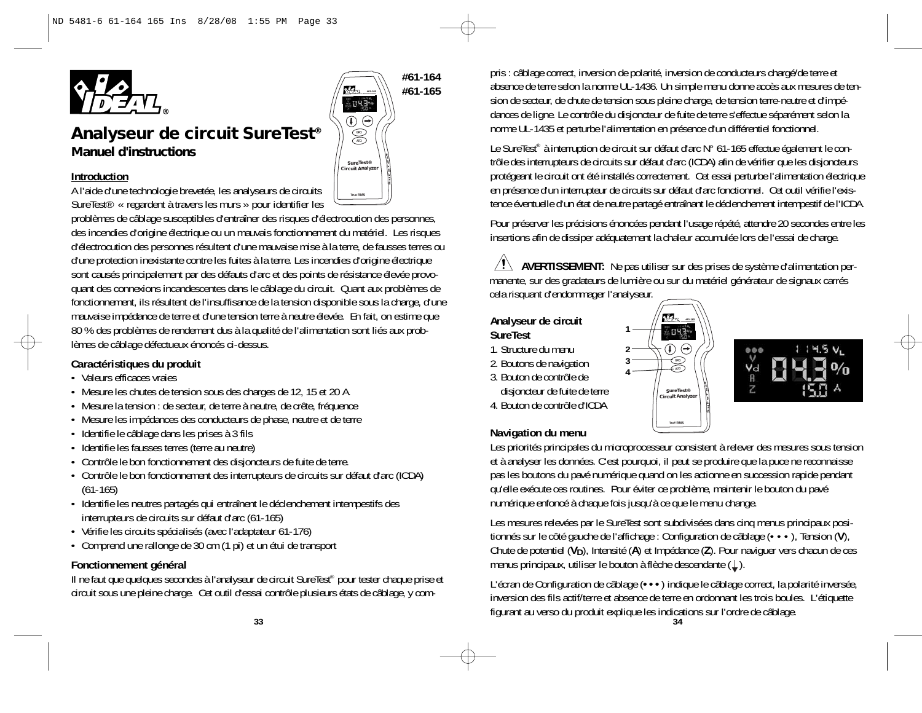# Analyseur de circuit SureTest®

## Manuel d'instructions

#61-164
#61-165

### Introduction

A l'aide d'une technologie brevetée, les analyseurs de circuits SureTest® « regardent à travers les murs » pour identifier les problèmes de câblage susceptibles d'entraîner des risques d'électrocution des personnes, des incendies d'origine électrique ou un mauvais fonctionnement du matériel. Les risques d'électrocution des personnes résultent d'une mauvaise mise à la terre, de fausses terres ou d'une protection inexistante contre les fuites à la terre. Les incendies d'origine électrique sont causés principalement par des défauts d'arc et des points de résistance élevée provoquant des connexions incandescentes dans le câblage du circuit. Quant aux problèmes de fonctionnement, ils résultent de l'insuffisance de la tension disponible sous la charge, d'une mauvaise impédance de terre et d'une tension terre à neutre élevée. En fait, on estime que 80 % des problèmes de rendement dus à la qualité de l'alimentation sont liés aux problèmes de câblage défectueux énoncés ci-dessus.

### Caractéristiques du produit

- Valeurs efficaces vraies
- Mesure les chutes de tension sous des charges de 12, 15 et 20 A
- Mesure la tension : de secteur, de terre à neutre, de crête, fréquence
- Mesure les impédances des conducteurs de phase, neutre et de terre
- Identifie le câblage dans les prises à 3 fils
- Identifie les fausses terres (terre au neutre)
- Contrôle le bon fonctionnement des disjoncteurs de fuite de terre.
- Contrôle le bon fonctionnement des interrupteurs de circuits sur défaut d'arc (ICDA) (61-165)
- Identifie les neutres partagés qui entraînent le déclenchement intempestifs des interrupteurs de circuits sur défaut d'arc (61-165)
- Vérifie les circuits spécialisés (avec l'adaptateur 61-176)
- Comprend une rallonge de 30 cm (1 pi) et un étui de transport

### Fonctionnement général

Il ne faut que quelques secondes à l'analyseur de circuit SureTest® pour tester chaque prise et circuit sous une pleine charge. Cet outil d'essai contrôle plusieurs états de câblage, y compris : câblage correct, inversion de polarité, inversion de conducteurs chargé/de terre et absence de terre selon la norme UL-1436. Un simple menu donne accès aux mesures de tension de secteur, de chute de tension sous pleine charge, de tension terre-neutre et d'impédances de ligne. Le contrôle du disjoncteur de fuite de terre s'effectue séparément selon la norme UL-1435 et perturbe l'alimentation en présence d'un différentiel fonctionnel.

Le SureTest® à interruption de circuit sur défaut d'arc N° 61-165 effectue également le contrôle des interrupteurs de circuits sur défaut d'arc (ICDA) afin de vérifier que les disjoncteurs protégeant le circuit ont été installés correctement. Cet essai perturbe l'alimentation électrique en présence d'un interrupteur de circuits sur défaut d'arc fonctionnel. Cet outil vérifie l'existence éventuelle d'un état de neutre partagé entraînant le déclenchement intempestif de l'ICDA.

Pour préserver les précisions énoncées pendant l'usage répété, attendre 20 secondes entre les insertions afin de dissiper adéquatement la chaleur accumulée lors de l'essai de charge.

**AVERTISSEMENT:** Ne pas utiliser sur des prises de système d'alimentation permanente, sur des gradateurs de lumière ou sur du matériel générateur de signaux carrés cela risquant d'endommager l'analyseur.

### Analyseur de circuit SureTest

1. Structure du menu
2. Boutons de navigation
3. Bouton de contrôle de disjoncteur de fuite de terre
4. Bouton de contrôle d'ICDA

### Navigation du menu

Les priorités principales du microprocesseur consistent à relever des mesures sous tension et à analyser les données. C'est pourquoi, il peut se produire que la puce ne reconnaisse pas les boutons du pavé numérique quand on les actionne en succession rapide pendant qu'elle exécute ces routines. Pour éviter ce problème, maintenir le bouton du pavé numérique enfoncé à chaque fois jusqu'à ce que le menu change.

Les mesures relevées par le SureTest sont subdivisées dans cinq menus principaux positionnés sur le côté gauche de l'affichage : Configuration de câblage (**• • •**), Tension (**V**), Chute de potentiel (**V$_D$**), Intensité (**A**) et Impédance (**Z**). Pour naviguer vers chacun de ces menus principaux, utiliser le bouton à flèche descendante (↓).

L'écran de Configuration de câblage (**• • •**) indique le câblage correct, la polarité inversée, inversion des fils actif/terre et absence de terre en ordonnant les trois boules. L'étiquette figurant au verso du produit explique les indications sur l'ordre de câblage.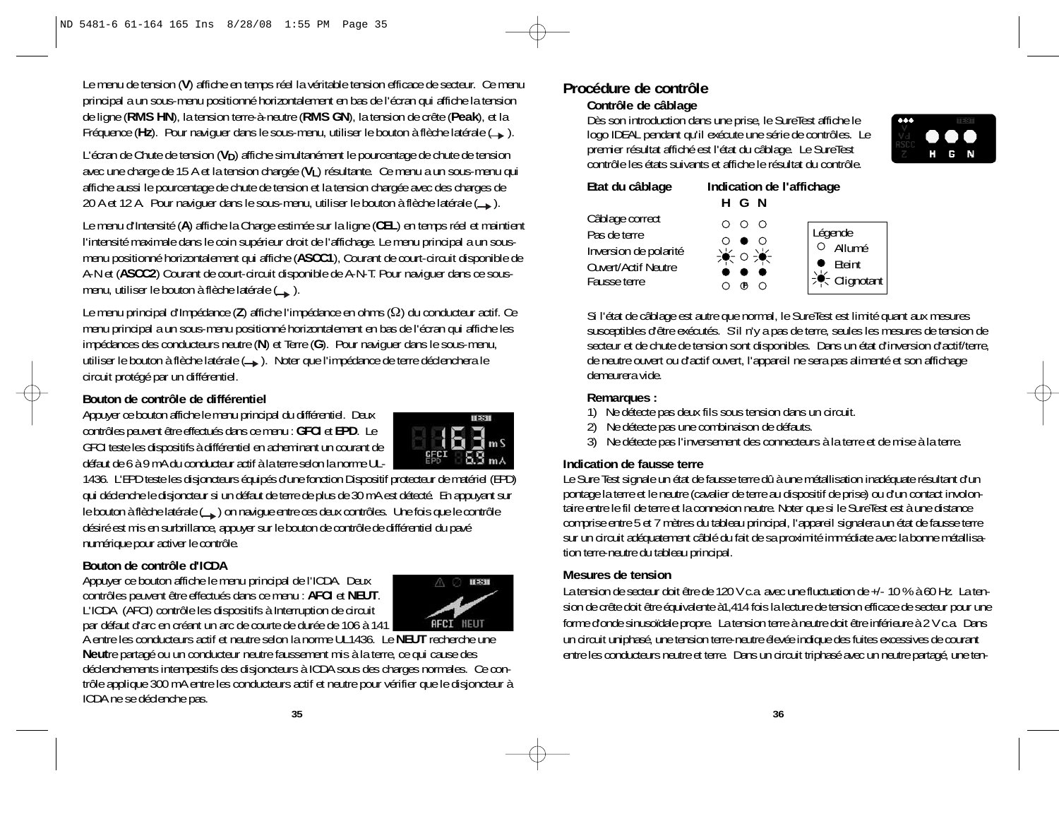Le menu de tension (**V**) affiche en temps réel la véritable tension efficace de secteur. Ce menu principal a un sous-menu positionné horizontalement en bas de l'écran qui affiche la tension de ligne (**RMS HN**), la tension terre-à-neutre (**RMS GN**), la tension de crête (**Peak**), et la Fréquence (**Hz**). Pour naviguer dans le sous-menu, utiliser le bouton à flèche latérale (→).

L'écran de Chute de tension (**$V_D$**) affiche simultanément le pourcentage de chute de tension avec une charge de 15 A et la tension chargée (**$V_L$**) résultante. Ce menu a un sous-menu qui affiche aussi le pourcentage de chute de tension et la tension chargée avec des charges de 20 A et 12 A. Pour naviguer dans le sous-menu, utiliser le bouton à flèche latérale (→).

Le menu d'Intensité (**A**) affiche la Charge estimée sur la ligne (**CEL**) en temps réel et maintient l'intensité maximale dans le coin supérieur droit de l'affichage. Le menu principal a un sous-menu positionné horizontalement qui affiche (**ASCC1**), Courant de court-circuit disponible de A-N et (**ASCC2**) Courant de court-circuit disponible de A-N-T. Pour naviguer dans ce sous-menu, utiliser le bouton à flèche latérale (→).

Le menu principal d'Impédance (**Z**) affiche l'impédance en ohms (Ω) du conducteur actif. Ce menu principal a un sous-menu positionné horizontalement en bas de l'écran qui affiche les impédances des conducteurs neutre (**N**) et Terre (**G**). Pour naviguer dans le sous-menu, utiliser le bouton à flèche latérale (→). Noter que l'impédance de terre déclenchera le circuit protégé par un différentiel.

### Bouton de contrôle de différentiel

Appuyer ce bouton affiche le menu principal du différentiel. Deux contrôles peuvent être effectués dans ce menu : **GFCI** et **EPD**. Le GFCI teste les dispositifs à différentiel en acheminant un courant de défaut de 6 à 9 mA du conducteur actif à la terre selon la norme UL-1436. L'EPD teste les disjoncteurs équipés d'une fonction Dispositif protecteur de matériel (EPD) qui déclenche le disjoncteur si un défaut de terre de plus de 30 mA est détecté. En appuyant sur le bouton à flèche latérale (→) on navigue entre ces deux contrôles. Une fois que le contrôle désiré est mis en surbrillance, appuyer sur le bouton de contrôle de différentiel du pavé numérique pour activer le contrôle.

### Bouton de contrôle d'ICDA

Appuyer ce bouton affiche le menu principal de l'ICDA. Deux contrôles peuvent être effectués dans ce menu : **AFCI** et **NEUT**. L'ICDA (AFCI) contrôle les dispositifs à Interruption de circuit par défaut d'arc en créant un arc de courte de durée de 106 à 141 A entre les conducteurs actif et neutre selon la norme UL1436. Le **NEUT** recherche une **Neut**re partagé ou un conducteur neutre faussement mis à la terre, ce qui cause des déclenchements intempestifs des disjoncteurs à ICDA sous des charges normales. Ce contrôle applique 300 mA entre les conducteurs actif et neutre pour vérifier que le disjoncteur à ICDA ne se déclenche pas.

## Procédure de contrôle

### Contrôle de câblage

Dès son introduction dans une prise, le SureTest affiche le logo IDEAL pendant qu'il exécute une série de contrôles. Le premier résultat affiché est l'état du câblage. Le SureTest contrôle les états suivants et affiche le résultat du contrôle.

| Etat du câblage | H | G | N |
|---|---|---|---|
| Câblage correct | ○ | ○ | ○ |
| Pas de terre | ○ | ● | ○ |
| Inversion de polarité | ☀● | ○ | ☀● |
| Ouvert/Actif Neutre | ● | ● | ● |
| Fausse terre | ○ | F | ○ |

Légende : ○ Allumé ; ● Eteint ; ☀ Clignotant

Si l'état de câblage est autre que normal, le SureTest est limité quant aux mesures susceptibles d'être exécutés. S'il n'y a pas de terre, seules les mesures de tension de secteur et de chute de tension sont disponibles. Dans un état d'inversion d'actif/terre, de neutre ouvert ou d'actif ouvert, l'appareil ne sera pas alimenté et son affichage demeurera vide.

**Remarques :**

1) Ne détecte pas deux fils sous tension dans un circuit.
2) Ne détecte pas une combinaison de défauts.
3) Ne détecte pas l'inversement des connecteurs à la terre et de mise à la terre.

### Indication de fausse terre

Le Sure Test signale un état de fausse terre dû à une métallisation inadéquate résultant d'un pontage la terre et le neutre (cavalier de terre au dispositif de prise) ou d'un contact involontaire entre le fil de terre et la connexion neutre. Noter que si le SureTest est à une distance comprise entre 5 et 7 mètres du tableau principal, l'appareil signalera un état de fausse terre sur un circuit adéquatement câblé du fait de sa proximité immédiate avec la bonne métallisation terre-neutre du tableau principal.

### Mesures de tension

La tension de secteur doit être de 120 V c.a. avec une fluctuation de +/- 10 % à 60 Hz. La tension de crête doit être équivalente à1,414 fois la lecture de tension efficace de secteur pour une forme d'onde sinusoïdale propre. La tension terre à neutre doit être inférieure à 2 V c.a. Dans un circuit uniphasé, une tension terre-neutre élevée indique des fuites excessives de courant entre les conducteurs neutre et terre. Dans un circuit triphasé avec un neutre partagé, une ten-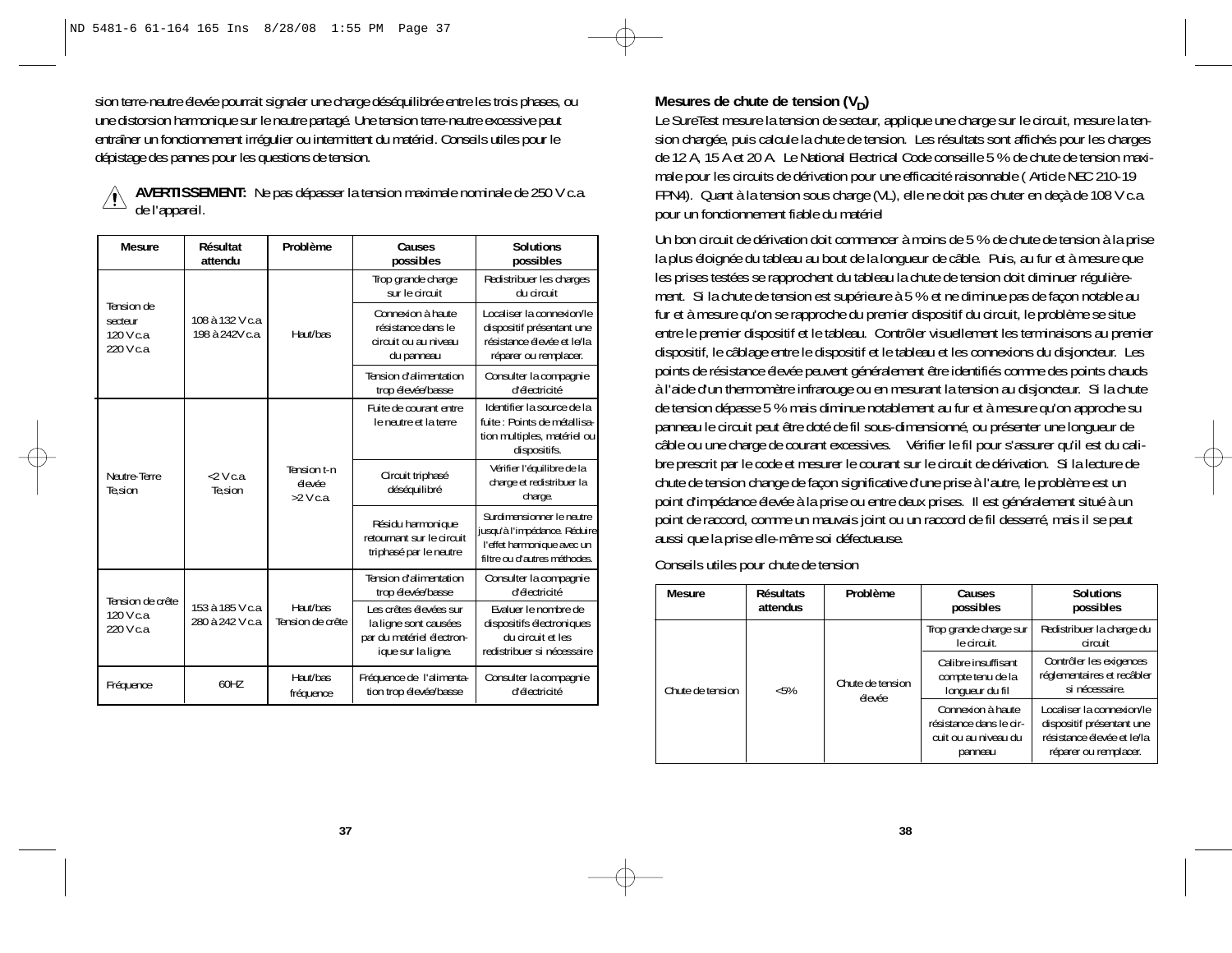sion terre-neutre élevée pourrait signaler une charge déséquilibrée entre les trois phases, ou une distorsion harmonique sur le neutre partagé. Une tension terre-neutre excessive peut entraîner un fonctionnement irrégulier ou intermittent du matériel. Conseils utiles pour le dépistage des pannes pour les questions de tension.

**AVERTISSEMENT:** Ne pas dépasser la tension maximale nominale de 250 V c.a. de l'appareil.

| Mesure | Résultat attendu | Problème | Causes possibles | Solutions possibles |
|---|---|---|---|---|
| Tension de secteur 120 V c.a 220 V c.a | 108 à 132 V c.a 198 à 242V c.a | Haut/bas | Trop grande charge sur le circuit | Redistribuer les charges du circuit |
| | | | Connexion à haute résistance dans le circuit ou au niveau du panneau | Localiser la connexion/le dispositif présentant une résistance élevée et le/la réparer ou remplacer. |
| | | | Tension d'alimentation trop élevée/basse | Consulter la compagnie d'électricité |
| Neutre-Terre Te,sion | <2 V c.a. Te,sion | Tension t-n élevée >2 V c.a. | Fuite de courant entre le neutre et la terre | Identifier la source de la fuite : Points de métallisation multiples, matériel ou dispositifs. |
| | | | Circuit triphasé déséquilibré | Vérifier l'équilibre de la charge et redistribuer la charge. |
| | | | Résidu harmonique retournant sur le circuit triphasé par le neutre | Surdimensionner le neutre jusqu'à l'impédance. Réduire l'effet harmonique avec un filtre ou d'autres méthodes. |
| Tension de crête 120 V c.a 220 V c.a | 153 à 185 V c.a 280 à 242 V c.a | Haut/bas Tension de crête | Tension d'alimentation trop élevée/basse | Consulter la compagnie d'électricité |
| | | | Les crêtes élevées sur la ligne sont causées par du matériel électronique sur la ligne. | Evaluer le nombre de dispositifs électroniques du circuit et les redistribuer si nécessaire |
| Fréquence | 60HZ | Haut/bas fréquence | Fréquence de l'alimentation trop élevée/basse | Consulter la compagnie d'électricité |

## Mesures de chute de tension ($V_D$)

Le SureTest mesure la tension de secteur, applique une charge sur le circuit, mesure la tension chargée, puis calcule la chute de tension. Les résultats sont affichés pour les charges de 12 A, 15 A et 20 A. Le National Electrical Code conseille 5 % de chute de tension maximale pour les circuits de dérivation pour une efficacité raisonnable ( Article NEC 210-19 FPN4). Quant à la tension sous charge (VL), elle ne doit pas chuter en deçà de 108 V c.a. pour un fonctionnement fiable du matériel

Un bon circuit de dérivation doit commencer à moins de 5 % de chute de tension à la prise la plus éloignée du tableau au bout de la longueur de câble. Puis, au fur et à mesure que les prises testées se rapprochent du tableau la chute de tension doit diminuer régulièrement. Si la chute de tension est supérieure à 5 % et ne diminue pas de façon notable au fur et à mesure qu'on se rapproche du premier dispositif du circuit, le problème se situe entre le premier dispositif et le tableau. Contrôler visuellement les terminaisons au premier dispositif, le câblage entre le dispositif et le tableau et les connexions du disjoncteur. Les points de résistance élevée peuvent généralement être identifiés comme des points chauds à l'aide d'un thermomètre infrarouge ou en mesurant la tension au disjoncteur. Si la chute de tension dépasse 5 % mais diminue notablement au fur et à mesure qu'on approche su panneau le circuit peut être doté de fil sous-dimensionné, ou présenter une longueur de câble ou une charge de courant excessives. Vérifier le fil pour s'assurer qu'il est du calibre prescrit par le code et mesurer le courant sur le circuit de dérivation. Si la lecture de chute de tension change de façon significative d'une prise à l'autre, le problème est un point d'impédance élevée à la prise ou entre deux prises. Il est généralement situé à un point de raccord, comme un mauvais joint ou un raccord de fil desserré, mais il se peut aussi que la prise elle-même soi défectueuse.

Conseils utiles pour chute de tension

| Mesure | Résultats attendus | Problème | Causes possibles | Solutions possibles |
|---|---|---|---|---|
| Chute de tension | <5% | Chute de tension élevée | Trop grande charge sur le circuit. | Redistribuer la charge du circuit |
| | | | Calibre insuffisant compte tenu de la longueur du fil | Contrôler les exigences réglementaires et recâbler si nécessaire. |
| | | | Connexion à haute résistance dans le circuit ou au niveau du panneau | Localiser la connexion/le dispositif présentant une résistance élevée et le/la réparer ou remplacer. |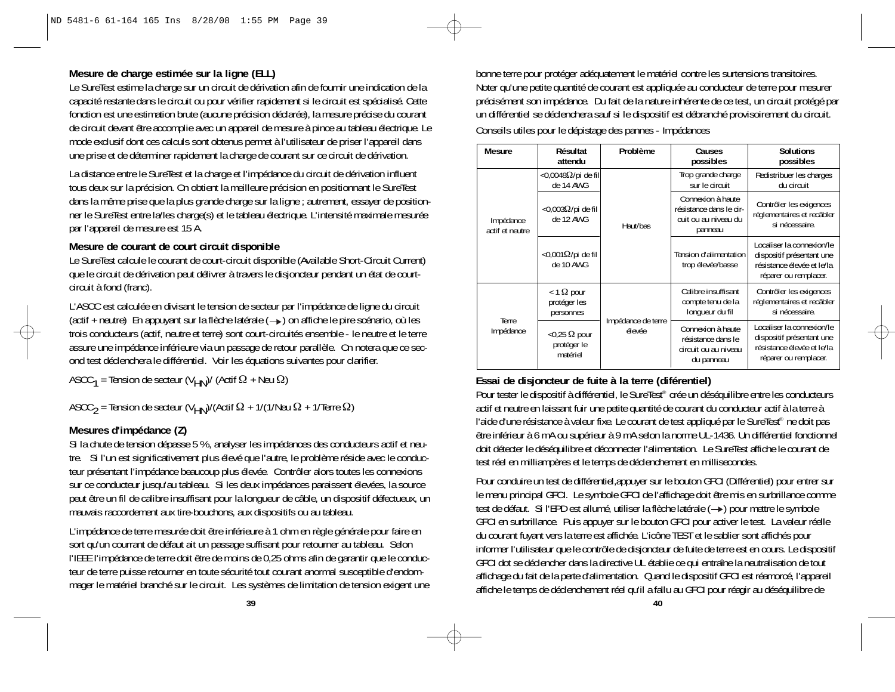### Mesure de charge estimée sur la ligne (ELL)

Le SureTest estime la charge sur un circuit de dérivation afin de fournir une indication de la capacité restante dans le circuit ou pour vérifier rapidement si le circuit est spécialisé. Cette fonction est une estimation brute (aucune précision déclarée), la mesure précise du courant de circuit devant être accomplie avec un appareil de mesure à pince au tableau électrique. Le mode exclusif dont ces calculs sont obtenus permet à l'utilisateur de priser l'appareil dans une prise et de déterminer rapidement la charge de courant sur ce circuit de dérivation.

La distance entre le SureTest et la charge et l'impédance du circuit de dérivation influent tous deux sur la précision. On obtient la meilleure précision en positionnant le SureTest dans la même prise que la plus grande charge sur la ligne ; autrement, essayer de positionner le SureTest entre la/les charge(s) et le tableau électrique. L'intensité maximale mesurée par l'appareil de mesure est 15 A.

### Mesure de courant de court circuit disponible

Le SureTest calcule le courant de court-circuit disponible (Available Short-Circuit Current) que le circuit de dérivation peut délivrer à travers le disjoncteur pendant un état de court-circuit à fond (franc).

L'ASCC est calculée en divisant le tension de secteur par l'impédance de ligne du circuit (actif + neutre) En appuyant sur la flèche latérale (→) on affiche le pire scénario, où les trois conducteurs (actif, neutre et terre) sont court-circuités ensemble - le neutre et le terre assure une impédance inférieure via un passage de retour parallèle. On notera que ce second test déclenchera le différentiel. Voir les équations suivantes pour clarifier.

$ASCC_1$ = Tension de secteur ($V_{HN}$)/ (Actif Ω + Neu Ω)

$ASCC_2$ = Tension de secteur ($V_{HN}$)/(Actif Ω + 1/(1/Neu Ω + 1/Terre Ω)

### Mesures d'impédance (Z)

Si la chute de tension dépasse 5 %, analyser les impédances des conducteurs actif et neutre. Si l'un est significativement plus élevé que l'autre, le problème réside avec le conducteur présentant l'impédance beaucoup plus élevée. Contrôler alors toutes les connexions sur ce conducteur jusqu'au tableau. Si les deux impédances paraissent élevées, la source peut être un fil de calibre insuffisant pour la longueur de câble, un dispositif défectueux, un mauvais raccordement aux tire-bouchons, aux dispositifs ou au tableau.

L'impédance de terre mesurée doit être inférieure à 1 ohm en règle générale pour faire en sort qu'un courrant de défaut ait un passage suffisant pour retourner au tableau. Selon l'IEEE l'impédance de terre doit être de moins de 0,25 ohms afin de garantir que le conducteur de terre puisse retourner en toute sécurité tout courant anormal susceptible d'endommager le matériel branché sur le circuit. Les systèmes de limitation de tension exigent une bonne terre pour protéger adéquatement le matériel contre les surtensions transitoires. Noter qu'une petite quantité de courant est appliquée au conducteur de terre pour mesurer précisément son impédance. Du fait de la nature inhérente de ce test, un circuit protégé par un différentiel se déclenchera sauf si le dispositif est débranché provisoirement du circuit.

Conseils utiles pour le dépistage des pannes - Impédances

| Mesure | Résultat attendu | Problème | Causes possibles | Solutions possibles |
|---|---|---|---|---|
| Impédance actif et neutre | <0,0048Ω/pi de fil de 14 AWG | Haut/bas | Trop grande charge sur le circuit | Redistribuer les charges du circuit |
| | <0,003Ω/pi de fil de 12 AWG | | Connexion à haute résistance dans le circuit ou au niveau du panneau | Contrôler les exigences réglementaires et recâbler si nécessaire. |
| | <0,001Ω/pi de fil de 10 AWG | | Tension d'alimentation trop élevée/basse | Localiser la connexion/le dispositif présentant une résistance élevée et le/la réparer ou remplacer. |
| Terre Impédance | < 1 Ω pour protéger les personnes | Impédance de terre élevée | Calibre insuffisant compte tenu de la longueur du fil | Contrôler les exigences réglementaires et recâbler si nécessaire. |
| | <0,25 Ω pour protéger le matériel | | Connexion à haute résistance dans le circuit ou au niveau du panneau | Localiser la connexion/le dispositif présentant une résistance élevée et le/la réparer ou remplacer. |

### Essai de disjoncteur de fuite à la terre (diférentiel)

Pour tester le dispositif à différentiel, le SureTest® crée un déséquilibre entre les conducteurs actif et neutre en laissant fuir une petite quantité de courant du conducteur actif à la terre à l'aide d'une résistance à valeur fixe. Le courant de test appliqué par le SureTest® ne doit pas être inférieur à 6 mA ou supérieur à 9 mA selon la norme UL-1436. Un différentiel fonctionnel doit détecter le déséquilibre et déconnecter l'alimentation. Le SureTest affiche le courant de test réel en milliampères et le temps de déclenchement en millisecondes.

Pour conduire un test de différentiel,appuyer sur le bouton GFCI (Différentiel) pour entrer sur le menu principal GFCI. Le symbole GFCI de l'affichage doit être mis en surbrillance comme test de défaut. Si l'EPD est allumé, utiliser la flèche latérale (→) pour mettre le symbole GFCI en surbrillance. Puis appuyer sur le bouton GFCI pour activer le test. La valeur réelle du courant fuyant vers la terre est affichée. L'icône TEST et le sablier sont affichés pour informer l'utilisateur que le contrôle de disjoncteur de fuite de terre est en cours. Le dispositif GFCI dot se déclencher dans la directive UL établie ce qui entraîne la neutralisation de tout affichage du fait de la perte d'alimentation. Quand le dispositif GFCI est réamorcé, l'appareil affiche le temps de déclenchement réel qu'il a fallu au GFCI pour réagir au déséquilibre de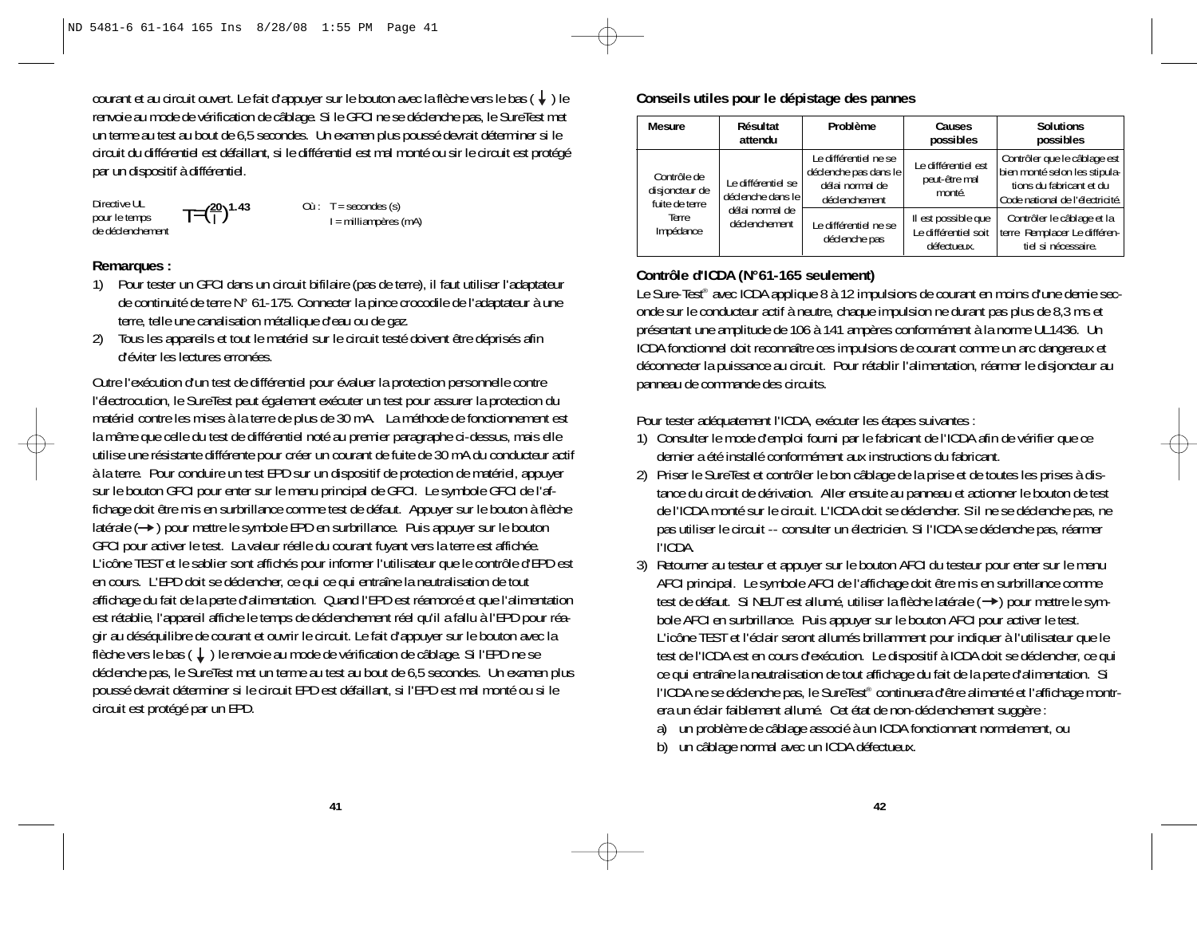courant et au circuit ouvert. Le fait d'appuyer sur le bouton avec la flèche vers le bas ( ↓ ) le renvoie au mode de vérification de câblage. Si le GFCI ne se déclenche pas, le SureTest met un terme au test au bout de 6,5 secondes. Un examen plus poussé devrait déterminer si le circuit du différentiel est défaillant, si le différentiel est mal monté ou sir le circuit est protégé par un dispositif à différentiel.

Directive UL pour le temps de déclenchement

$$T = \left(\frac{20}{I}\right)^{1.43}$$

Où : T = secondes (s)
I = milliampères (mA)

**Remarques :**

1) Pour tester un GFCI dans un circuit bifilaire (pas de terre), il faut utiliser l'adaptateur de continuité de terre N° 61-175. Connecter la pince crocodile de l'adaptateur à une terre, telle une canalisation métallique d'eau ou de gaz.
2) Tous les appareils et tout le matériel sur le circuit testé doivent être déprisés afin d'éviter les lectures erronées.

Outre l'exécution d'un test de différentiel pour évaluer la protection personnelle contre l'électrocution, le SureTest peut également exécuter un test pour assurer la protection du matériel contre les mises à la terre de plus de 30 mA. La méthode de fonctionnement est la même que celle du test de différentiel noté au premier paragraphe ci-dessus, mais elle utilise une résistante différente pour créer un courant de fuite de 30 mA du conducteur actif à la terre. Pour conduire un test EPD sur un dispositif de protection de matériel, appuyer sur le bouton GFCI pour enter sur le menu principal de GFCI. Le symbole GFCI de l'affichage doit être mis en surbrillance comme test de défaut. Appuyer sur le bouton à flèche latérale (→) pour mettre le symbole EPD en surbrillance. Puis appuyer sur le bouton GFCI pour activer le test. La valeur réelle du courant fuyant vers la terre est affichée. L'icône TEST et le sablier sont affichés pour informer l'utilisateur que le contrôle d'EPD est en cours. L'EPD doit se déclencher, ce qui ce qui entraîne la neutralisation de tout affichage du fait de la perte d'alimentation. Quand l'EPD est réamorcé et que l'alimentation est rétablie, l'appareil affiche le temps de déclenchement réel qu'il a fallu à l'EPD pour réagir au déséquilibre de courant et ouvrir le circuit. Le fait d'appuyer sur le bouton avec la flèche vers le bas ( ↓ ) le renvoie au mode de vérification de câblage. Si l'EPD ne se déclenche pas, le SureTest met un terme au test au bout de 6,5 secondes. Un examen plus poussé devrait déterminer si le circuit EPD est défaillant, si l'EPD est mal monté ou si le circuit est protégé par un EPD.

**Conseils utiles pour le dépistage des pannes**

| Mesure | Résultat attendu | Problème | Causes possibles | Solutions possibles |
|---|---|---|---|---|
| Contrôle de disjoncteur de fuite de terre Terre Impédance | Le différentiel se déclenche dans le délai normal de déclenchement | Le différentiel ne se déclenche pas dans le délai normal de déclenchement | Le différentiel est peut-être mal monté. | Contrôler que le câblage est bien monté selon les stipulations du fabricant et du Code national de l'électricité. |
| | | Le différentiel ne se déclenche pas | Il est possible que Le différentiel soit défectueux. | Contrôler le câblage et la terre Remplacer Le différentiel si nécessaire. |

**Contrôle d'ICDA (N°61-165 seulement)**

Le Sure-Test® avec ICDA applique 8 à 12 impulsions de courant en moins d'une demie seconde sur le conducteur actif à neutre, chaque impulsion ne durant pas plus de 8,3 ms et présentant une amplitude de 106 à 141 ampères conformément à la norme UL1436. Un ICDA fonctionnel doit reconnaître ces impulsions de courant comme un arc dangereux et déconnecter la puissance au circuit. Pour rétablir l'alimentation, réarmer le disjoncteur au panneau de commande des circuits.

Pour tester adéquatement l'ICDA, exécuter les étapes suivantes :

1) Consulter le mode d'emploi fourni par le fabricant de l'ICDA afin de vérifier que ce dernier a été installé conformément aux instructions du fabricant.
2) Priser le SureTest et contrôler le bon câblage de la prise et de toutes les prises à distance du circuit de dérivation. Aller ensuite au panneau et actionner le bouton de test de l'ICDA monté sur le circuit. L'ICDA doit se déclencher. S'il ne se déclenche pas, ne pas utiliser le circuit -- consulter un électricien. Si l'ICDA se déclenche pas, réarmer l'ICDA.
3) Retourner au testeur et appuyer sur le bouton AFCI du testeur pour enter sur le menu AFCI principal. Le symbole AFCI de l'affichage doit être mis en surbrillance comme test de défaut. Si NEUT est allumé, utiliser la flèche latérale (→) pour mettre le symbole AFCI en surbrillance. Puis appuyer sur le bouton AFCI pour activer le test. L'icône TEST et l'éclair seront allumés brillamment pour indiquer à l'utilisateur que le test de l'ICDA est en cours d'exécution. Le dispositif à ICDA doit se déclencher, ce qui ce qui entraîne la neutralisation de tout affichage du fait de la perte d'alimentation. Si l'ICDA ne se déclenche pas, le SureTest® continuera d'être alimenté et l'affichage montrera un éclair faiblement allumé. Cet état de non-déclenchement suggère :
   a) un problème de câblage associé à un ICDA fonctionnant normalement, ou
   b) un câblage normal avec un ICDA défectueux.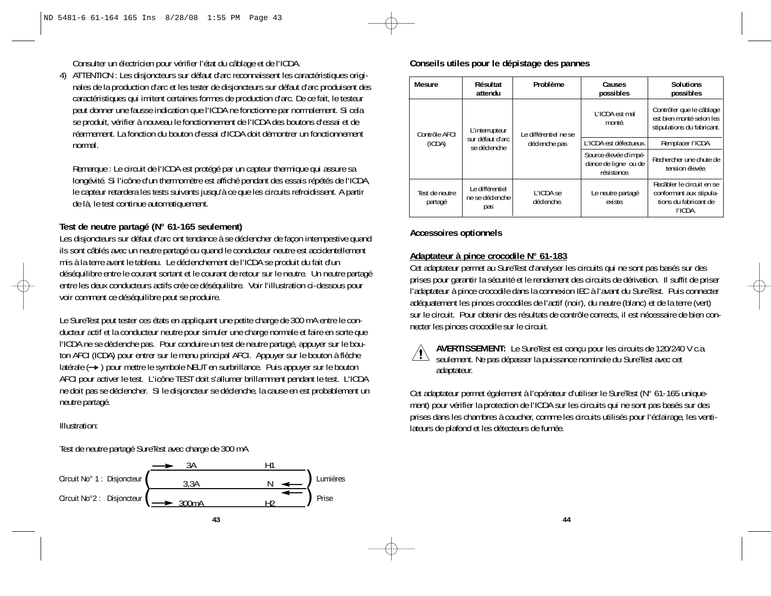Consulter un électricien pour vérifier l'état du câblage et de l'ICDA.

4) ATTENTION : Les disjoncteurs sur défaut d'arc reconnaissent les caractéristiques originales de la production d'arc et les tester de disjoncteurs sur défaut d'arc produisent des caractéristiques qui imitent certaines formes de production d'arc. De ce fait, le testeur peut donner une fausse indication que l'ICDA ne fonctionne par normalement. Si cela se produit, vérifier à nouveau le fonctionnement de l'ICDA des boutons d'essai et de réarmement. La fonction du bouton d'essai d'ICDA doit démontrer un fonctionnement normal.

   Remarque : Le circuit de l'ICDA est protégé par un capteur thermique qui assure sa longévité. Si l'icône d'un thermomètre est affiché pendant des essais répétés de l'ICDA, le capteur retardera les tests suivants jusqu'à ce que les circuits refroidissent. A partir de là, le test continue automatiquement.

**Test de neutre partagé (N° 61-165 seulement)**

Les disjoncteurs sur défaut d'arc ont tendance à se déclencher de façon intempestive quand ils sont câblés avec un neutre partagé ou quand le conducteur neutre est accidentellement mis à la terre avant le tableau. Le déclenchement de l'ICDA se produit du fait d'un déséquilibre entre le courant sortant et le courant de retour sur le neutre. Un neutre partagé entre les deux conducteurs actifs crée ce déséquilibre. Voir l'illustration ci-dessous pour voir comment ce déséquilibre peut se produire.

Le SureTest peut tester ces états en appliquant une petite charge de 300 mA entre le conducteur actif et la conducteur neutre pour simuler une charge normale et faire en sorte que l'ICDA ne se déclenche pas. Pour conduire un test de neutre partagé, appuyer sur le bouton AFCI (ICDA) pour entrer sur le menu principal AFCI. Appuyer sur le bouton à flèche latérale (→) pour mettre le symbole NEUT en surbrillance. Puis appuyer sur le bouton AFCI pour activer le test. L'icône TEST doit s'allumer brillamment pendant le test. L'ICDA ne doit pas se déclencher. Si le disjoncteur se déclenche, la cause en est probablement un neutre partagé.

Illustration:

Test de neutre partagé SureTest avec charge de 300 mA

```
                                  ──→  3A                  H1
Circuit No° 1 :  Disjoncteur  (        3,3A                N  ←──  )  Lumières
                                                              ←──
Circuit No°2 :   Disjoncteur  (  ──→  300mA               H2       )  Prise
```

**Conseils utiles pour le dépistage des pannes**

| Mesure | Résultat attendu | Problème | Causes possibles | Solutions possibles |
|---|---|---|---|---|
| Contrôle AFCI (ICDA) | L'interrupteur sur défaut d'arc se déclenche | Le différentiel ne se déclenche pas | L'ICDA est mal monté. | Contrôler que le câblage est bien monté selon les stipulations du fabricant. |
| | | | L'ICDA est défectueux. | Remplacer l'ICDA |
| | | | Source élevée d'impédance de ligne ou de résistance. | Rechercher une chute de tension élevée. |
| Test de neutre partagé | Le différentiel ne se déclenche pas | L'ICDA se déclenche. | Le neutre partagé existe. | Recâbler le circuit en se conformant aux stipulations du fabricant de l'ICDA. |

**Accessoires optionnels**

**Adaptateur à pince crocodile N° 61-183**

Cet adaptateur permet au SureTest d'analyser les circuits qui ne sont pas basés sur des prises pour garantir la sécurité et le rendement des circuits de dérivation. Il suffit de priser l'adaptateur à pince crocodile dans la connexion IEC à l'avant du SureTest. Puis connecter adéquatement les pinces crocodiles de l'actif (noir), du neutre (blanc) et de la terre (vert) sur le circuit. Pour obtenir des résultats de contrôle corrects, il est nécessaire de bien connecter les pinces crocodile sur le circuit.

⚠ **AVERTISSEMENT:** Le SureTest est conçu pour les circuits de 120/240 V c.a. seulement. Ne pas dépasser la puissance nominale du SureTest avec cet adaptateur.

Cet adaptateur permet également à l'opérateur d'utiliser le SureTest (N° 61-165 uniquement) pour vérifier la protection de l'ICDA sur les circuits qui ne sont pas basés sur des prises dans les chambres à coucher, comme les circuits utilisés pour l'éclairage, les ventilateurs de plafond et les détecteurs de fumée.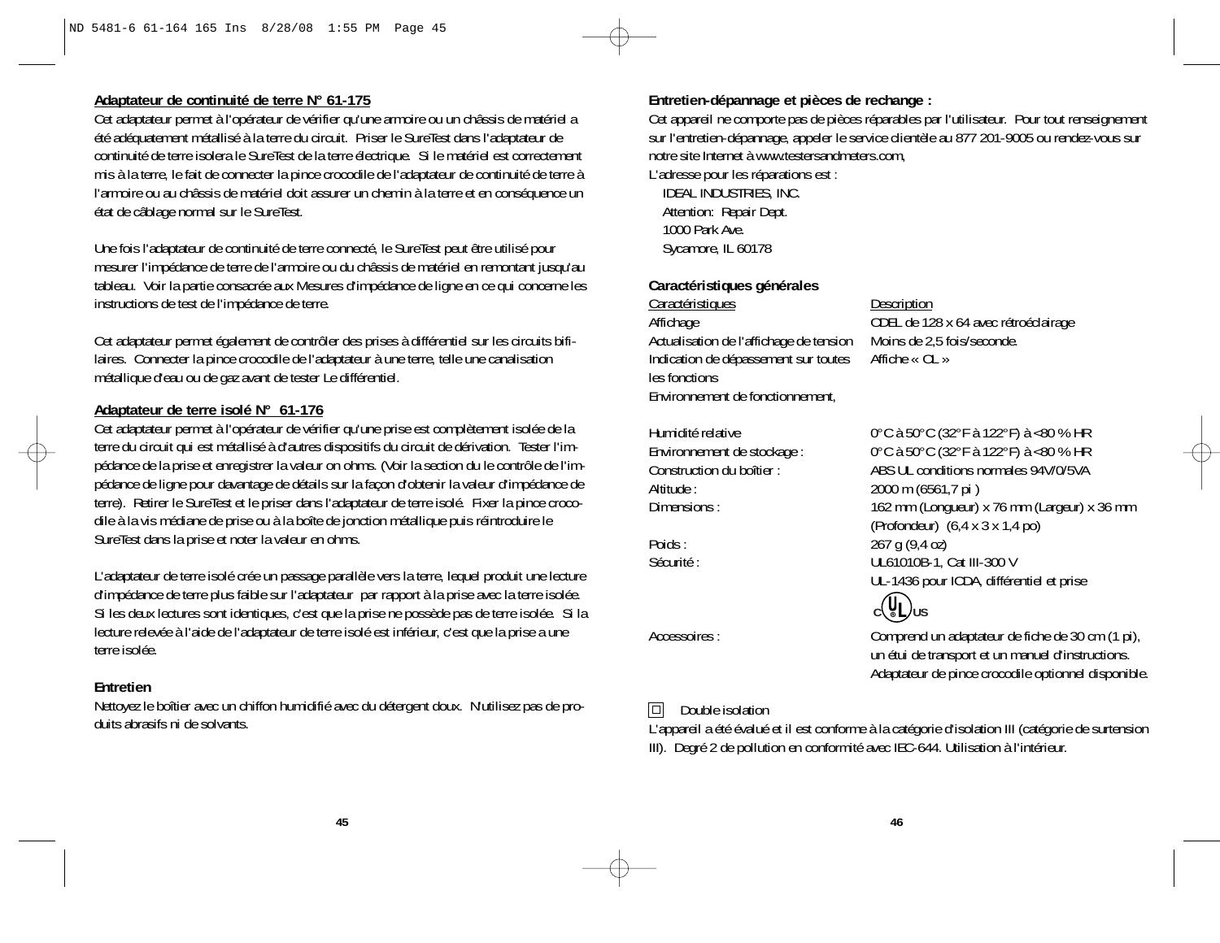## Adaptateur de continuité de terre N° 61-175

Cet adaptateur permet à l'opérateur de vérifier qu'une armoire ou un châssis de matériel a été adéquatement métallisé à la terre du circuit. Priser le SureTest dans l'adaptateur de continuité de terre isolera le SureTest de la terre électrique. Si le matériel est correctement mis à la terre, le fait de connecter la pince crocodile de l'adaptateur de continuité de terre à l'armoire ou au châssis de matériel doit assurer un chemin à la terre et en conséquence un état de câblage normal sur le SureTest.

Une fois l'adaptateur de continuité de terre connecté, le SureTest peut être utilisé pour mesurer l'impédance de terre de l'armoire ou du châssis de matériel en remontant jusqu'au tableau. Voir la partie consacrée aux Mesures d'impédance de ligne en ce qui concerne les instructions de test de l'impédance de terre.

Cet adaptateur permet également de contrôler des prises à différentiel sur les circuits bifilaires. Connecter la pince crocodile de l'adaptateur à une terre, telle une canalisation métallique d'eau ou de gaz avant de tester Le différentiel.

## Adaptateur de terre isolé N° 61-176

Cet adaptateur permet à l'opérateur de vérifier qu'une prise est complètement isolée de la terre du circuit qui est métallisé à d'autres dispositifs du circuit de dérivation. Tester l'impédance de la prise et enregistrer la valeur on ohms. (Voir la section du le contrôle de l'impédance de ligne pour davantage de détails sur la façon d'obtenir la valeur d'impédance de terre). Retirer le SureTest et le priser dans l'adaptateur de terre isolé. Fixer la pince crocodile à la vis médiane de prise ou à la boîte de jonction métallique puis réintroduire le SureTest dans la prise et noter la valeur en ohms.

L'adaptateur de terre isolé crée un passage parallèle vers la terre, lequel produit une lecture d'impédance de terre plus faible sur l'adaptateur par rapport à la prise avec la terre isolée. Si les deux lectures sont identiques, c'est que la prise ne possède pas de terre isolée. Si la lecture relevée à l'aide de l'adaptateur de terre isolé est inférieur, c'est que la prise a une terre isolée.

## Entretien

Nettoyez le boîtier avec un chiffon humidifié avec du détergent doux. N'utilisez pas de produits abrasifs ni de solvants.

## Entretien-dépannage et pièces de rechange :

Cet appareil ne comporte pas de pièces réparables par l'utilisateur. Pour tout renseignement sur l'entretien-dépannage, appeler le service clientèle au 877 201-9005 ou rendez-vous sur notre site Internet à www.testersandmeters.com,

L'adresse pour les réparations est :

IDEAL INDUSTRIES, INC.
Attention: Repair Dept.
1000 Park Ave.
Sycamore, IL 60178

## Caractéristiques générales

| Caractéristiques | Description |
|---|---|
| Affichage | CDEL de 128 x 64 avec rétroéclairage |
| Actualisation de l'affichage de tension | Moins de 2,5 fois/seconde. |
| Indication de dépassement sur toutes les fonctions | Affiche « OL » |
| Environnement de fonctionnement, | |
| Humidité relative | 0° C à 50° C (32° F à 122° F) à <80 % HR |
| Environnement de stockage : | 0° C à 50° C (32° F à 122° F) à <80 % HR |
| Construction du boîtier : | ABS UL conditions normales 94V/0/5VA |
| Altitude : | 2000 m (6561,7 pi ) |
| Dimensions : | 162 mm (Longueur) x 76 mm (Largeur) x 36 mm (Profondeur) (6,4 x 3 x 1,4 po) |
| Poids : | 267 g (9,4 oz) |
| Sécurité : | UL61010B-1, Cat III-300 V<br>UL-1436 pour ICDA, différentiel et prise<br>c UL us |
| Accessoires : | Comprend un adaptateur de fiche de 30 cm (1 pi), un étui de transport et un manuel d'instructions. Adaptateur de pince crocodile optionnel disponible. |

□ Double isolation

L'appareil a été évalué et il est conforme à la catégorie d'isolation III (catégorie de surtension III). Degré 2 de pollution en conformité avec IEC-644. Utilisation à l'intérieur.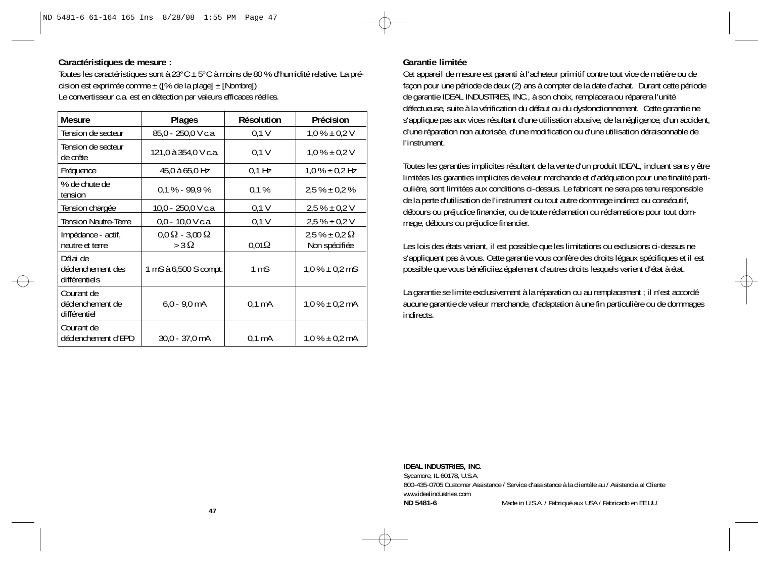**Caractéristiques de mesure :**

Toutes les caractéristiques sont à 23°C ± 5°C à moins de 80 % d'humidité relative. La précision est exprimée comme ± ([% de la plage] ± [Nombre])
Le convertisseur c.a. est en détection par valeurs efficaces réelles.

| Mesure | Plages | Résolution | Précision |
|---|---|---|---|
| Tension de secteur | 85,0 - 250,0 V c.a. | 0,1 V | 1,0 % ± 0,2 V |
| Tension de secteur de crête | 121,0 à 354,0 V c.a. | 0,1 V | 1,0 % ± 0,2 V |
| Fréquence | 45,0 à 65,0 Hz | 0,1 Hz | 1,0 % ± 0,2 Hz |
| % de chute de tension | 0,1 % - 99,9 % | 0,1 % | 2,5 % ± 0,2 % |
| Tension chargée | 10,0 - 250,0 V c.a. | 0,1 V | 2,5 % ± 0,2 V |
| Tension Neutre-Terre | 0,0 - 10,0 V c.a. | 0,1 V | 2,5 % ± 0,2 V |
| Impédance - actif, neutre et terre | 0,0 Ω - 3,00 Ω<br>> 3 Ω | 0,01Ω | 2,5 % ± 0,2 Ω<br>Non spécifiée |
| Délai de déclenchement des différentiels | 1 mS à 6,500 S compt. | 1 mS | 1,0 % ± 0,2 mS |
| Courant de déclenchement de différentiel | 6,0 - 9,0 mA | 0,1 mA | 1,0 % ± 0,2 mA |
| Courant de déclenchement d'EPD | 30,0 - 37,0 mA | 0,1 mA | 1,0 % ± 0,2 mA |

**Garantie limitée**

Cet appareil de mesure est garanti à l'acheteur primitif contre tout vice de matière ou de façon pour une période de deux (2) ans à compter de la date d'achat. Durant cette période de garantie IDEAL INDUSTRIES, INC., à son choix, remplacera ou réparera l'unité défectueuse, suite à la vérification du défaut ou du dysfonctionnement. Cette garantie ne s'applique pas aux vices résultant d'une utilisation abusive, de la négligence, d'un accident, d'une réparation non autorisée, d'une modification ou d'une utilisation déraisonnable de l'instrument.

Toutes les garanties implicites résultant de la vente d'un produit IDEAL, incluant sans y être limitées les garanties implicites de valeur marchande et d'adéquation pour une finalité particulière, sont limitées aux conditions ci-dessus. Le fabricant ne sera pas tenu responsable de la perte d'utilisation de l'instrument ou tout autre dommage indirect ou consécutif, débours ou préjudice financier, ou de toute réclamation ou réclamations pour tout dommage, débours ou préjudice financier.

Les lois des états variant, il est possible que les limitations ou exclusions ci-dessus ne s'appliquent pas à vous. Cette garantie vous confère des droits légaux spécifiques et il est possible que vous bénéficiiez également d'autres droits lesquels varient d'état à état.

La garantie se limite exclusivement à la réparation ou au remplacement ; il n'est accordé aucune garantie de valeur marchande, d'adaptation à une fin particulière ou de dommages indirects.

**IDEAL INDUSTRIES, INC.**
Sycamore, IL 60178, U.S.A.
800-435-0705 Customer Assistance / Service d'assistance à la clientèle au / Asistencia al Cliente
www.idealindustries.com
**ND 5481-6** Made in U.S.A. / Fabriqué aux USA / Fabricado en EE.UU.